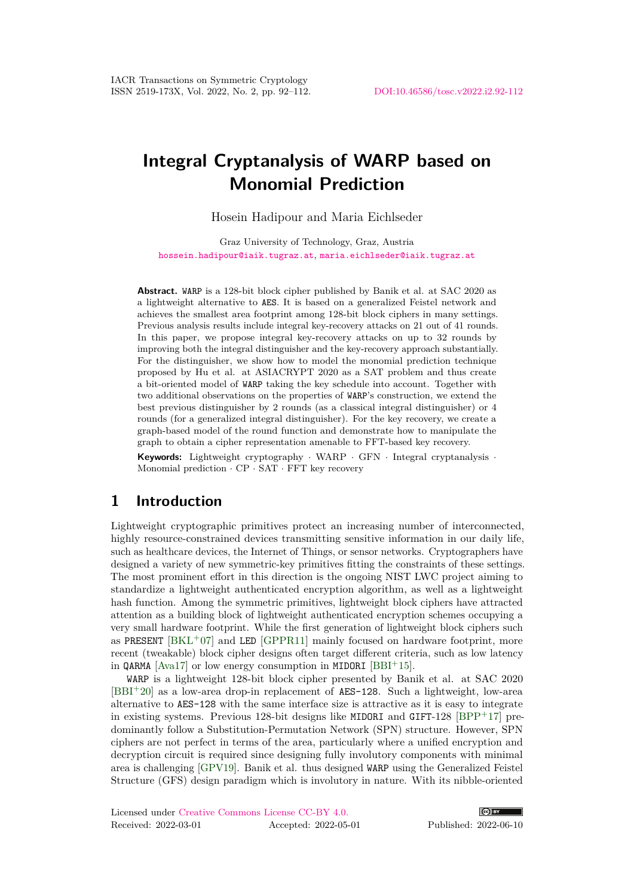IACR Transactions on Symmetric Cryptology
ISSN 2519-173X, Vol. 2022, No. 2, pp. 92–112. DOI:10.46586/tosc.v2022.i2.92-112

# Integral Cryptanalysis of WARP based on Monomial Prediction

Hosein Hadipour and Maria Eichlseder

Graz University of Technology, Graz, Austria
hossein.hadipour@iaik.tugraz.at, maria.eichlseder@iaik.tugraz.at

**Abstract.** WARP is a 128-bit block cipher published by Banik et al. at SAC 2020 as a lightweight alternative to AES. It is based on a generalized Feistel network and achieves the smallest area footprint among 128-bit block ciphers in many settings. Previous analysis results include integral key-recovery attacks on 21 out of 41 rounds. In this paper, we propose integral key-recovery attacks on up to 32 rounds by improving both the integral distinguisher and the key-recovery approach substantially. For the distinguisher, we show how to model the monomial prediction technique proposed by Hu et al. at ASIACRYPT 2020 as a SAT problem and thus create a bit-oriented model of WARP taking the key schedule into account. Together with two additional observations on the properties of WARP's construction, we extend the best previous distinguisher by 2 rounds (as a classical integral distinguisher) or 4 rounds (for a generalized integral distinguisher). For the key recovery, we create a graph-based model of the round function and demonstrate how to manipulate the graph to obtain a cipher representation amenable to FFT-based key recovery.

**Keywords:** Lightweight cryptography · WARP · GFN · Integral cryptanalysis · Monomial prediction · CP · SAT · FFT key recovery

## 1 Introduction

Lightweight cryptographic primitives protect an increasing number of interconnected, highly resource-constrained devices transmitting sensitive information in our daily life, such as healthcare devices, the Internet of Things, or sensor networks. Cryptographers have designed a variety of new symmetric-key primitives fitting the constraints of these settings. The most prominent effort in this direction is the ongoing NIST LWC project aiming to standardize a lightweight authenticated encryption algorithm, as well as a lightweight hash function. Among the symmetric primitives, lightweight block ciphers have attracted attention as a building block of lightweight authenticated encryption schemes occupying a very small hardware footprint. While the first generation of lightweight block ciphers such as PRESENT [BKL+07] and LED [GPPR11] mainly focused on hardware footprint, more recent (tweakable) block cipher designs often target different criteria, such as low latency in QARMA [Ava17] or low energy consumption in MIDORI [BBI+15].

WARP is a lightweight 128-bit block cipher presented by Banik et al. at SAC 2020 [BBI+20] as a low-area drop-in replacement of AES-128. Such a lightweight, low-area alternative to AES-128 with the same interface size is attractive as it is easy to integrate in existing systems. Previous 128-bit designs like MIDORI and GIFT-128 [BPP+17] predominantly follow a Substitution-Permutation Network (SPN) structure. However, SPN ciphers are not perfect in terms of the area, particularly where a unified encryption and decryption circuit is required since designing fully involutory components with minimal area is challenging [GPV19]. Banik et al. thus designed WARP using the Generalized Feistel Structure (GFS) design paradigm which is involutory in nature. With its nibble-oriented

Licensed under Creative Commons License CC-BY 4.0.
Received: 2022-03-01 Accepted: 2022-05-01 Published: 2022-06-10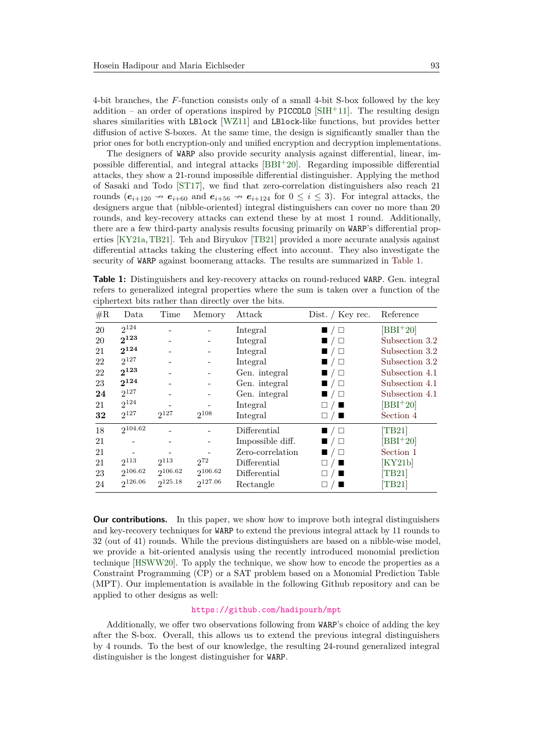4-bit branches, the $F$-function consists only of a small 4-bit S-box followed by the key addition – an order of operations inspired by PICCOLO [SIH+11]. The resulting design shares similarities with LBlock [WZ11] and LBlock-like functions, but provides better diffusion of active S-boxes. At the same time, the design is significantly smaller than the prior ones for both encryption-only and unified encryption and decryption implementations.

The designers of WARP also provide security analysis against differential, linear, impossible differential, and integral attacks [BBI+20]. Regarding impossible differential attacks, they show a 21-round impossible differential distinguisher. Applying the method of Sasaki and Todo [ST17], we find that zero-correlation distinguishers also reach 21 rounds ($\boldsymbol{e}_{i+120} \nrightarrow \boldsymbol{e}_{i+60}$ and $\boldsymbol{e}_{i+56} \nrightarrow \boldsymbol{e}_{i+124}$ for $0 \leq i \leq 3$). For integral attacks, the designers argue that (nibble-oriented) integral distinguishers can cover no more than 20 rounds, and key-recovery attacks can extend these by at most 1 round. Additionally, there are a few third-party analysis results focusing primarily on WARP's differential properties [KY21a, TB21]. Teh and Biryukov [TB21] provided a more accurate analysis against differential attacks taking the clustering effect into account. They also investigate the security of WARP against boomerang attacks. The results are summarized in Table 1.

**Table 1:** Distinguishers and key-recovery attacks on round-reduced WARP. Gen. integral refers to generalized integral properties where the sum is taken over a function of the ciphertext bits rather than directly over the bits.

| #R | Data | Time | Memory | Attack | Dist. / Key rec. | Reference |
|---|---|---|---|---|---|---|
| 20 | $2^{124}$ | - | - | Integral | ■ / □ | [BBI+20] |
| 20 | $\mathbf{2^{123}}$ | - | - | Integral | ■ / □ | Subsection 3.2 |
| 21 | $\mathbf{2^{124}}$ | - | - | Integral | ■ / □ | Subsection 3.2 |
| 22 | $2^{127}$ | - | - | Integral | ■ / □ | Subsection 3.2 |
| 22 | $\mathbf{2^{123}}$ | - | - | Gen. integral | ■ / □ | Subsection 4.1 |
| 23 | $\mathbf{2^{124}}$ | - | - | Gen. integral | ■ / □ | Subsection 4.1 |
| **24** | $2^{127}$ | - | - | Gen. integral | ■ / □ | Subsection 4.1 |
| 21 | $2^{124}$ | - | - | Integral | □ / ■ | [BBI+20] |
| **32** | $2^{127}$ | $2^{127}$ | $2^{108}$ | Integral | □ / ■ | Section 4 |
| 18 | $2^{104.62}$ | - | - | Differential | ■ / □ | [TB21] |
| 21 | - | - | - | Impossible diff. | ■ / □ | [BBI+20] |
| 21 | - | - | - | Zero-correlation | ■ / □ | Section 1 |
| 21 | $2^{113}$ | $2^{113}$ | $2^{72}$ | Differential | □ / ■ | [KY21b] |
| 23 | $2^{106.62}$ | $2^{106.62}$ | $2^{106.62}$ | Differential | □ / ■ | [TB21] |
| 24 | $2^{126.06}$ | $2^{125.18}$ | $2^{127.06}$ | Rectangle | □ / ■ | [TB21] |

**Our contributions.** In this paper, we show how to improve both integral distinguishers and key-recovery techniques for WARP to extend the previous integral attack by 11 rounds to 32 (out of 41) rounds. While the previous distinguishers are based on a nibble-wise model, we provide a bit-oriented analysis using the recently introduced monomial prediction technique [HSWW20]. To apply the technique, we show how to encode the properties as a Constraint Programming (CP) or a SAT problem based on a Monomial Prediction Table (MPT). Our implementation is available in the following Github repository and can be applied to other designs as well:

https://github.com/hadipourh/mpt

Additionally, we offer two observations following from WARP's choice of adding the key after the S-box. Overall, this allows us to extend the previous integral distinguishers by 4 rounds. To the best of our knowledge, the resulting 24-round generalized integral distinguisher is the longest distinguisher for WARP.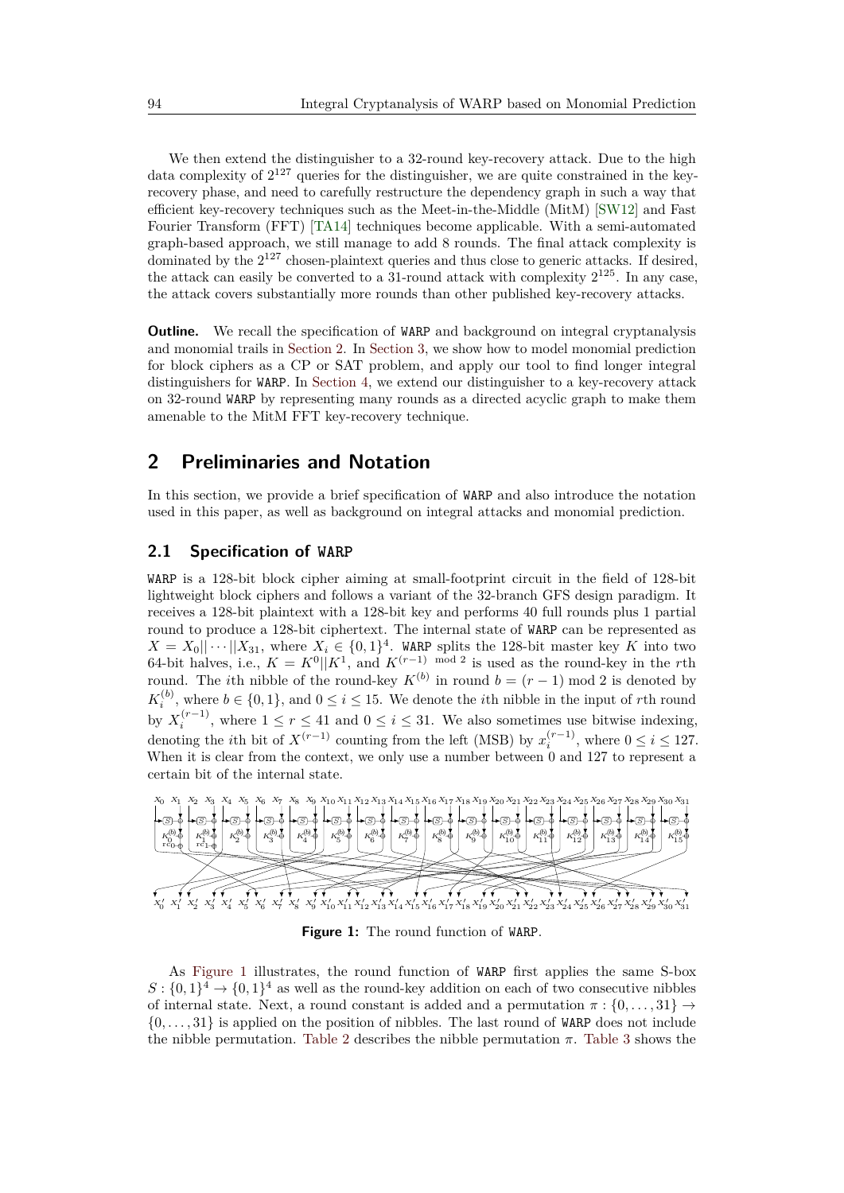We then extend the distinguisher to a 32-round key-recovery attack. Due to the high data complexity of $2^{127}$ queries for the distinguisher, we are quite constrained in the key-recovery phase, and need to carefully restructure the dependency graph in such a way that efficient key-recovery techniques such as the Meet-in-the-Middle (MitM) [SW12] and Fast Fourier Transform (FFT) [TA14] techniques become applicable. With a semi-automated graph-based approach, we still manage to add 8 rounds. The final attack complexity is dominated by the $2^{127}$ chosen-plaintext queries and thus close to generic attacks. If desired, the attack can easily be converted to a 31-round attack with complexity $2^{125}$. In any case, the attack covers substantially more rounds than other published key-recovery attacks.

**Outline.** We recall the specification of WARP and background on integral cryptanalysis and monomial trails in Section 2. In Section 3, we show how to model monomial prediction for block ciphers as a CP or SAT problem, and apply our tool to find longer integral distinguishers for WARP. In Section 4, we extend our distinguisher to a key-recovery attack on 32-round WARP by representing many rounds as a directed acyclic graph to make them amenable to the MitM FFT key-recovery technique.

## 2 Preliminaries and Notation

In this section, we provide a brief specification of WARP and also introduce the notation used in this paper, as well as background on integral attacks and monomial prediction.

### 2.1 Specification of WARP

WARP is a 128-bit block cipher aiming at small-footprint circuit in the field of 128-bit lightweight block ciphers and follows a variant of the 32-branch GFS design paradigm. It receives a 128-bit plaintext with a 128-bit key and performs 40 full rounds plus 1 partial round to produce a 128-bit ciphertext. The internal state of WARP can be represented as $X = X_0||\cdots||X_{31}$, where $X_i \in \{0,1\}^4$. WARP splits the 128-bit master key $K$ into two 64-bit halves, i.e., $K = K^0||K^1$, and $K^{(r-1) \bmod 2}$ is used as the round-key in the $r$th round. The $i$th nibble of the round-key $K^{(b)}$ in round $b = (r-1) \bmod 2$ is denoted by $K_i^{(b)}$, where $b \in \{0,1\}$, and $0 \le i \le 15$. We denote the $i$th nibble in the input of $r$th round by $X_i^{(r-1)}$, where $1 \le r \le 41$ and $0 \le i \le 31$. We also sometimes use bitwise indexing, denoting the $i$th bit of $X^{(r-1)}$ counting from the left (MSB) by $x_i^{(r-1)}$, where $0 \le i \le 127$. When it is clear from the context, we only use a number between 0 and 127 to represent a certain bit of the internal state.

**Figure 1:** The round function of WARP.

As Figure 1 illustrates, the round function of WARP first applies the same S-box $S : \{0,1\}^4 \to \{0,1\}^4$ as well as the round-key addition on each of two consecutive nibbles of internal state. Next, a round constant is added and a permutation $\pi : \{0,\ldots,31\} \to \{0,\ldots,31\}$ is applied on the position of nibbles. The last round of WARP does not include the nibble permutation. Table 2 describes the nibble permutation $\pi$. Table 3 shows the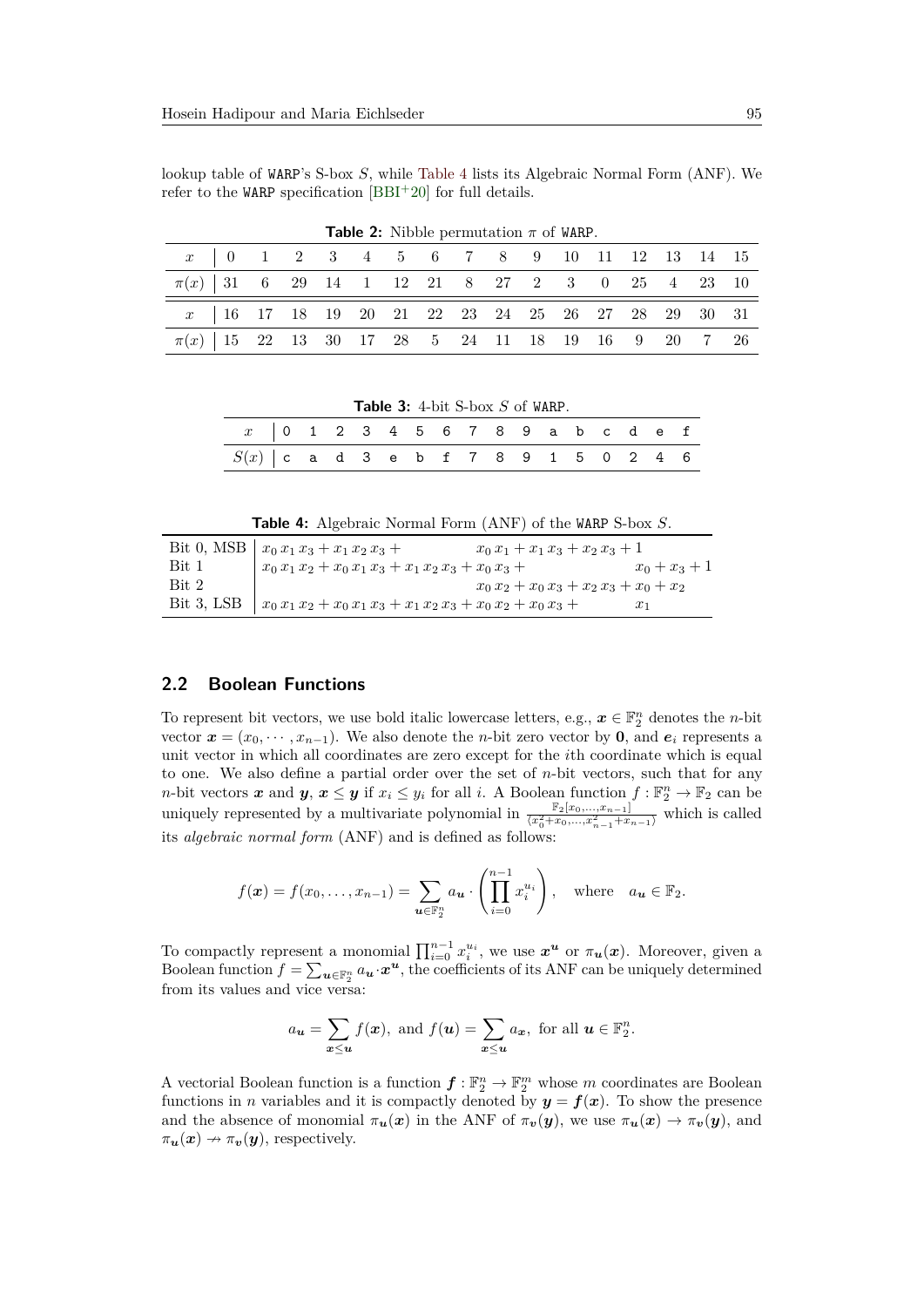lookup table of WARP's S-box $S$, while Table 4 lists its Algebraic Normal Form (ANF). We refer to the WARP specification [BBI+20] for full details.

**Table 2:** Nibble permutation $\pi$ of WARP.

| $x$ | 0 | 1 | 2 | 3 | 4 | 5 | 6 | 7 | 8 | 9 | 10 | 11 | 12 | 13 | 14 | 15 |
|---|---|---|---|---|---|---|---|---|---|---|---|---|---|---|---|---|
| $\pi(x)$ | 31 | 6 | 29 | 14 | 1 | 12 | 21 | 8 | 27 | 2 | 3 | 0 | 25 | 4 | 23 | 10 |
| $x$ | 16 | 17 | 18 | 19 | 20 | 21 | 22 | 23 | 24 | 25 | 26 | 27 | 28 | 29 | 30 | 31 |
| $\pi(x)$ | 15 | 22 | 13 | 30 | 17 | 28 | 5 | 24 | 11 | 18 | 19 | 16 | 9 | 20 | 7 | 26 |

**Table 3:** 4-bit S-box $S$ of WARP.

| $x$ | 0 | 1 | 2 | 3 | 4 | 5 | 6 | 7 | 8 | 9 | a | b | c | d | e | f |
|---|---|---|---|---|---|---|---|---|---|---|---|---|---|---|---|---|
| $S(x)$ | c | a | d | 3 | e | b | f | 7 | 8 | 9 | 1 | 5 | 0 | 2 | 4 | 6 |

**Table 4:** Algebraic Normal Form (ANF) of the WARP S-box $S$.

| | |
|---|---|
| Bit 0, MSB | $x_0\,x_1\,x_3 + x_1\,x_2\,x_3 + x_0\,x_1 + x_1\,x_3 + x_2\,x_3 + 1$ |
| Bit 1 | $x_0\,x_1\,x_2 + x_0\,x_1\,x_3 + x_1\,x_2\,x_3 + x_0\,x_3 + x_0 + x_3 + 1$ |
| Bit 2 | $x_0\,x_2 + x_0\,x_3 + x_2\,x_3 + x_0 + x_2$ |
| Bit 3, LSB | $x_0\,x_1\,x_2 + x_0\,x_1\,x_3 + x_1\,x_2\,x_3 + x_0\,x_2 + x_0\,x_3 + x_1$ |

## 2.2 Boolean Functions

To represent bit vectors, we use bold italic lowercase letters, e.g., $\boldsymbol{x} \in \mathbb{F}_2^n$ denotes the $n$-bit vector $\boldsymbol{x} = (x_0, \cdots, x_{n-1})$. We also denote the $n$-bit zero vector by $\mathbf{0}$, and $\boldsymbol{e}_i$ represents a unit vector in which all coordinates are zero except for the $i$th coordinate which is equal to one. We also define a partial order over the set of $n$-bit vectors, such that for any $n$-bit vectors $\boldsymbol{x}$ and $\boldsymbol{y}$, $\boldsymbol{x} \leq \boldsymbol{y}$ if $x_i \leq y_i$ for all $i$. A Boolean function $f : \mathbb{F}_2^n \to \mathbb{F}_2$ can be uniquely represented by a multivariate polynomial in $\frac{\mathbb{F}_2[x_0,\ldots,x_{n-1}]}{\langle x_0^2+x_0,\ldots,x_{n-1}^2+x_{n-1}\rangle}$ which is called its *algebraic normal form* (ANF) and is defined as follows:

$$f(\boldsymbol{x}) = f(x_0, \ldots, x_{n-1}) = \sum_{\boldsymbol{u} \in \mathbb{F}_2^n} a_{\boldsymbol{u}} \cdot \left( \prod_{i=0}^{n-1} x_i^{u_i} \right), \quad \text{where} \quad a_{\boldsymbol{u}} \in \mathbb{F}_2.$$

To compactly represent a monomial $\prod_{i=0}^{n-1} x_i^{u_i}$, we use $\boldsymbol{x}^{\boldsymbol{u}}$ or $\pi_{\boldsymbol{u}}(\boldsymbol{x})$. Moreover, given a Boolean function $f = \sum_{\boldsymbol{u} \in \mathbb{F}_2^n} a_{\boldsymbol{u}} \cdot \boldsymbol{x}^{\boldsymbol{u}}$, the coefficients of its ANF can be uniquely determined from its values and vice versa:

$$a_{\boldsymbol{u}} = \sum_{\boldsymbol{x} \leq \boldsymbol{u}} f(\boldsymbol{x}), \text{ and } f(\boldsymbol{u}) = \sum_{\boldsymbol{x} \leq \boldsymbol{u}} a_{\boldsymbol{x}}, \text{ for all } \boldsymbol{u} \in \mathbb{F}_2^n.$$

A vectorial Boolean function is a function $\boldsymbol{f} : \mathbb{F}_2^n \to \mathbb{F}_2^m$ whose $m$ coordinates are Boolean functions in $n$ variables and it is compactly denoted by $\boldsymbol{y} = \boldsymbol{f}(\boldsymbol{x})$. To show the presence and the absence of monomial $\pi_{\boldsymbol{u}}(\boldsymbol{x})$ in the ANF of $\pi_{\boldsymbol{v}}(\boldsymbol{y})$, we use $\pi_{\boldsymbol{u}}(\boldsymbol{x}) \to \pi_{\boldsymbol{v}}(\boldsymbol{y})$, and $\pi_{\boldsymbol{u}}(\boldsymbol{x}) \nrightarrow \pi_{\boldsymbol{v}}(\boldsymbol{y})$, respectively.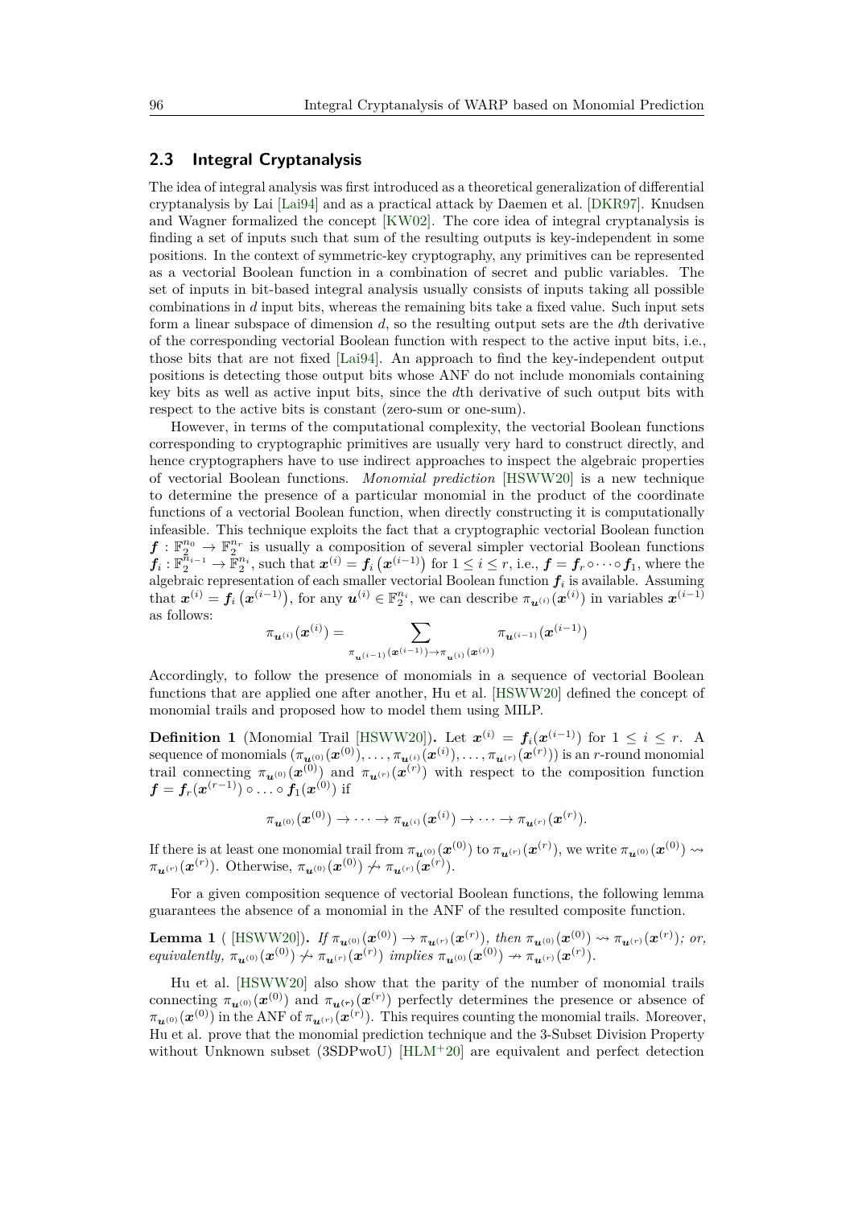## 2.3 Integral Cryptanalysis

The idea of integral analysis was first introduced as a theoretical generalization of differential cryptanalysis by Lai [Lai94] and as a practical attack by Daemen et al. [DKR97]. Knudsen and Wagner formalized the concept [KW02]. The core idea of integral cryptanalysis is finding a set of inputs such that sum of the resulting outputs is key-independent in some positions. In the context of symmetric-key cryptography, any primitives can be represented as a vectorial Boolean function in a combination of secret and public variables. The set of inputs in bit-based integral analysis usually consists of inputs taking all possible combinations in $d$ input bits, whereas the remaining bits take a fixed value. Such input sets form a linear subspace of dimension $d$, so the resulting output sets are the $d$th derivative of the corresponding vectorial Boolean function with respect to the active input bits, i.e., those bits that are not fixed [Lai94]. An approach to find the key-independent output positions is detecting those output bits whose ANF do not include monomials containing key bits as well as active input bits, since the $d$th derivative of such output bits with respect to the active bits is constant (zero-sum or one-sum).

However, in terms of the computational complexity, the vectorial Boolean functions corresponding to cryptographic primitives are usually very hard to construct directly, and hence cryptographers have to use indirect approaches to inspect the algebraic properties of vectorial Boolean functions. *Monomial prediction* [HSWW20] is a new technique to determine the presence of a particular monomial in the product of the coordinate functions of a vectorial Boolean function, when directly constructing it is computationally infeasible. This technique exploits the fact that a cryptographic vectorial Boolean function $\boldsymbol{f} : \mathbb{F}_2^{n_0} \to \mathbb{F}_2^{n_r}$ is usually a composition of several simpler vectorial Boolean functions $\boldsymbol{f}_i : \mathbb{F}_2^{n_{i-1}} \to \mathbb{F}_2^{n_i}$, such that $\boldsymbol{x}^{(i)} = \boldsymbol{f}_i\left(\boldsymbol{x}^{(i-1)}\right)$ for $1 \leq i \leq r$, i.e., $\boldsymbol{f} = \boldsymbol{f}_r \circ \cdots \circ \boldsymbol{f}_1$, where the algebraic representation of each smaller vectorial Boolean function $\boldsymbol{f}_i$ is available. Assuming that $\boldsymbol{x}^{(i)} = \boldsymbol{f}_i\left(\boldsymbol{x}^{(i-1)}\right)$, for any $\boldsymbol{u}^{(i)} \in \mathbb{F}_2^{n_i}$, we can describe $\pi_{\boldsymbol{u}^{(i)}}(\boldsymbol{x}^{(i)})$ in variables $\boldsymbol{x}^{(i-1)}$ as follows:

$$\pi_{\boldsymbol{u}^{(i)}}(\boldsymbol{x}^{(i)}) = \sum_{\pi_{\boldsymbol{u}^{(i-1)}}(\boldsymbol{x}^{(i-1)}) \to \pi_{\boldsymbol{u}^{(i)}}(\boldsymbol{x}^{(i)})} \pi_{\boldsymbol{u}^{(i-1)}}(\boldsymbol{x}^{(i-1)})$$

Accordingly, to follow the presence of monomials in a sequence of vectorial Boolean functions that are applied one after another, Hu et al. [HSWW20] defined the concept of monomial trails and proposed how to model them using MILP.

**Definition 1** (Monomial Trail [HSWW20])**.** Let $\boldsymbol{x}^{(i)} = \boldsymbol{f}_i(\boldsymbol{x}^{(i-1)})$ for $1 \leq i \leq r$. A sequence of monomials $(\pi_{\boldsymbol{u}^{(0)}}(\boldsymbol{x}^{(0)}), \ldots, \pi_{\boldsymbol{u}^{(i)}}(\boldsymbol{x}^{(i)}), \ldots, \pi_{\boldsymbol{u}^{(r)}}(\boldsymbol{x}^{(r)}))$ is an $r$-round monomial trail connecting $\pi_{\boldsymbol{u}^{(0)}}(\boldsymbol{x}^{(0)})$ and $\pi_{\boldsymbol{u}^{(r)}}(\boldsymbol{x}^{(r)})$ with respect to the composition function $\boldsymbol{f} = \boldsymbol{f}_r(\boldsymbol{x}^{(r-1)}) \circ \ldots \circ \boldsymbol{f}_1(\boldsymbol{x}^{(0)})$ if

$$\pi_{\boldsymbol{u}^{(0)}}(\boldsymbol{x}^{(0)}) \to \cdots \to \pi_{\boldsymbol{u}^{(i)}}(\boldsymbol{x}^{(i)}) \to \cdots \to \pi_{\boldsymbol{u}^{(r)}}(\boldsymbol{x}^{(r)}).$$

If there is at least one monomial trail from $\pi_{\boldsymbol{u}^{(0)}}(\boldsymbol{x}^{(0)})$ to $\pi_{\boldsymbol{u}^{(r)}}(\boldsymbol{x}^{(r)})$, we write $\pi_{\boldsymbol{u}^{(0)}}(\boldsymbol{x}^{(0)}) \rightsquigarrow \pi_{\boldsymbol{u}^{(r)}}(\boldsymbol{x}^{(r)})$. Otherwise, $\pi_{\boldsymbol{u}^{(0)}}(\boldsymbol{x}^{(0)}) \not\rightsquigarrow \pi_{\boldsymbol{u}^{(r)}}(\boldsymbol{x}^{(r)})$.

For a given composition sequence of vectorial Boolean functions, the following lemma guarantees the absence of a monomial in the ANF of the resulted composite function.

**Lemma 1** ( [HSWW20])**.** *If $\pi_{\boldsymbol{u}^{(0)}}(\boldsymbol{x}^{(0)}) \to \pi_{\boldsymbol{u}^{(r)}}(\boldsymbol{x}^{(r)})$, then $\pi_{\boldsymbol{u}^{(0)}}(\boldsymbol{x}^{(0)}) \rightsquigarrow \pi_{\boldsymbol{u}^{(r)}}(\boldsymbol{x}^{(r)})$; or, equivalently, $\pi_{\boldsymbol{u}^{(0)}}(\boldsymbol{x}^{(0)}) \not\rightsquigarrow \pi_{\boldsymbol{u}^{(r)}}(\boldsymbol{x}^{(r)})$ implies $\pi_{\boldsymbol{u}^{(0)}}(\boldsymbol{x}^{(0)}) \nrightarrow \pi_{\boldsymbol{u}^{(r)}}(\boldsymbol{x}^{(r)})$.*

Hu et al. [HSWW20] also show that the parity of the number of monomial trails connecting $\pi_{\boldsymbol{u}^{(0)}}(\boldsymbol{x}^{(0)})$ and $\pi_{\boldsymbol{u}^{(r)}}(\boldsymbol{x}^{(r)})$ perfectly determines the presence or absence of $\pi_{\boldsymbol{u}^{(0)}}(\boldsymbol{x}^{(0)})$ in the ANF of $\pi_{\boldsymbol{u}^{(r)}}(\boldsymbol{x}^{(r)})$. This requires counting the monomial trails. Moreover, Hu et al. prove that the monomial prediction technique and the 3-Subset Division Property without Unknown subset (3SDPwoU) [HLM+20] are equivalent and perfect detection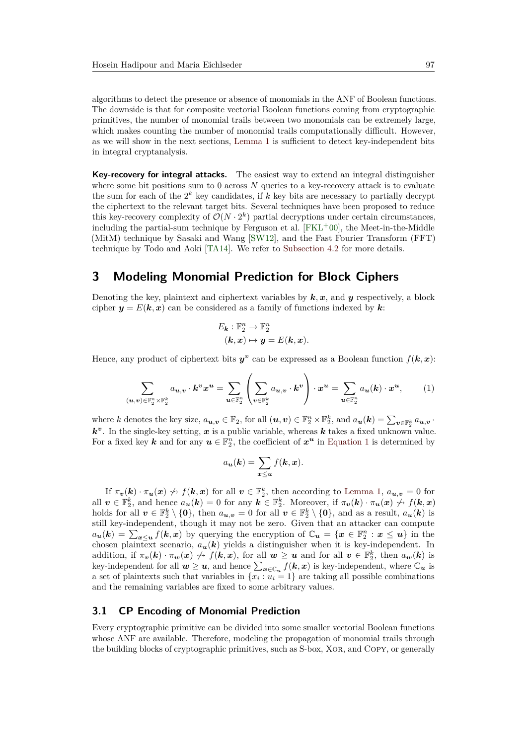algorithms to detect the presence or absence of monomials in the ANF of Boolean functions. The downside is that for composite vectorial Boolean functions coming from cryptographic primitives, the number of monomial trails between two monomials can be extremely large, which makes counting the number of monomial trails computationally difficult. However, as we will show in the next sections, Lemma 1 is sufficient to detect key-independent bits in integral cryptanalysis.

**Key-recovery for integral attacks.** The easiest way to extend an integral distinguisher where some bit positions sum to 0 across $N$ queries to a key-recovery attack is to evaluate the sum for each of the $2^k$ key candidates, if $k$ key bits are necessary to partially decrypt the ciphertext to the relevant target bits. Several techniques have been proposed to reduce this key-recovery complexity of $\mathcal{O}(N \cdot 2^k)$ partial decryptions under certain circumstances, including the partial-sum technique by Ferguson et al. [FKL+00], the Meet-in-the-Middle (MitM) technique by Sasaki and Wang [SW12], and the Fast Fourier Transform (FFT) technique by Todo and Aoki [TA14]. We refer to Subsection 4.2 for more details.

# 3 Modeling Monomial Prediction for Block Ciphers

Denoting the key, plaintext and ciphertext variables by $\boldsymbol{k}, \boldsymbol{x}$, and $\boldsymbol{y}$ respectively, a block cipher $\boldsymbol{y} = E(\boldsymbol{k}, \boldsymbol{x})$ can be considered as a family of functions indexed by $\boldsymbol{k}$:

$$
\begin{aligned}
E_{\boldsymbol{k}} &: \mathbb{F}_2^n \to \mathbb{F}_2^n \\
&(\boldsymbol{k}, \boldsymbol{x}) \mapsto \boldsymbol{y} = E(\boldsymbol{k}, \boldsymbol{x}).
\end{aligned}
$$

Hence, any product of ciphertext bits $\boldsymbol{y}^{\boldsymbol{v}}$ can be expressed as a Boolean function $f(\boldsymbol{k}, \boldsymbol{x})$:

$$
\sum_{(\boldsymbol{u},\boldsymbol{v}) \in \mathbb{F}_2^n \times \mathbb{F}_2^k} a_{\boldsymbol{u},\boldsymbol{v}} \cdot \boldsymbol{k}^{\boldsymbol{v}} \boldsymbol{x}^{\boldsymbol{u}} = \sum_{\boldsymbol{u} \in \mathbb{F}_2^n} \left( \sum_{\boldsymbol{v} \in \mathbb{F}_2^k} a_{\boldsymbol{u},\boldsymbol{v}} \cdot \boldsymbol{k}^{\boldsymbol{v}} \right) \cdot \boldsymbol{x}^{\boldsymbol{u}} = \sum_{\boldsymbol{u} \in \mathbb{F}_2^n} a_{\boldsymbol{u}}(\boldsymbol{k}) \cdot \boldsymbol{x}^{\boldsymbol{u}}, \tag{1}
$$

where $k$ denotes the key size, $a_{\boldsymbol{u},\boldsymbol{v}} \in \mathbb{F}_2$, for all $(\boldsymbol{u}, \boldsymbol{v}) \in \mathbb{F}_2^n \times \mathbb{F}_2^k$, and $a_{\boldsymbol{u}}(\boldsymbol{k}) = \sum_{\boldsymbol{v} \in \mathbb{F}_2^k} a_{\boldsymbol{u},\boldsymbol{v}} \cdot \boldsymbol{k}^{\boldsymbol{v}}$. In the single-key setting, $\boldsymbol{x}$ is a public variable, whereas $\boldsymbol{k}$ takes a fixed unknown value. For a fixed key $\boldsymbol{k}$ and for any $\boldsymbol{u} \in \mathbb{F}_2^n$, the coefficient of $\boldsymbol{x}^{\boldsymbol{u}}$ in Equation 1 is determined by

$$
a_{\boldsymbol{u}}(\boldsymbol{k}) = \sum_{\boldsymbol{x} \preceq \boldsymbol{u}} f(\boldsymbol{k}, \boldsymbol{x}).
$$

If $\pi_{\boldsymbol{v}}(\boldsymbol{k}) \cdot \pi_{\boldsymbol{u}}(\boldsymbol{x}) \not\rightsquigarrow f(\boldsymbol{k}, \boldsymbol{x})$ for all $\boldsymbol{v} \in \mathbb{F}_2^k$, then according to Lemma 1, $a_{\boldsymbol{u},\boldsymbol{v}} = 0$ for all $\boldsymbol{v} \in \mathbb{F}_2^k$, and hence $a_{\boldsymbol{u}}(\boldsymbol{k}) = 0$ for any $\boldsymbol{k} \in \mathbb{F}_2^k$. Moreover, if $\pi_{\boldsymbol{v}}(\boldsymbol{k}) \cdot \pi_{\boldsymbol{u}}(\boldsymbol{x}) \not\rightsquigarrow f(\boldsymbol{k}, \boldsymbol{x})$ holds for all $\boldsymbol{v} \in \mathbb{F}_2^k \setminus \{\boldsymbol{0}\}$, then $a_{\boldsymbol{u},\boldsymbol{v}} = 0$ for all $\boldsymbol{v} \in \mathbb{F}_2^k \setminus \{\boldsymbol{0}\}$, and as a result, $a_{\boldsymbol{u}}(\boldsymbol{k})$ is still key-independent, though it may not be zero. Given that an attacker can compute $a_{\boldsymbol{u}}(\boldsymbol{k}) = \sum_{\boldsymbol{x} \preceq \boldsymbol{u}} f(\boldsymbol{k}, \boldsymbol{x})$ by querying the encryption of $\mathbb{C}_{\boldsymbol{u}} = \{\boldsymbol{x} \in \mathbb{F}_2^n : \boldsymbol{x} \preceq \boldsymbol{u}\}$ in the chosen plaintext scenario, $a_{\boldsymbol{u}}(\boldsymbol{k})$ yields a distinguisher when it is key-independent. In addition, if $\pi_{\boldsymbol{v}}(\boldsymbol{k}) \cdot \pi_{\boldsymbol{w}}(\boldsymbol{x}) \not\rightsquigarrow f(\boldsymbol{k}, \boldsymbol{x})$, for all $\boldsymbol{w} \succeq \boldsymbol{u}$ and for all $\boldsymbol{v} \in \mathbb{F}_2^k$, then $a_{\boldsymbol{w}}(\boldsymbol{k})$ is key-independent for all $\boldsymbol{w} \succeq \boldsymbol{u}$, and hence $\sum_{\boldsymbol{x} \in \mathbb{C}_{\boldsymbol{u}}} f(\boldsymbol{k}, \boldsymbol{x})$ is key-independent, where $\mathbb{C}_{\boldsymbol{u}}$ is a set of plaintexts such that variables in $\{x_i : u_i = 1\}$ are taking all possible combinations and the remaining variables are fixed to some arbitrary values.

## 3.1 CP Encoding of Monomial Prediction

Every cryptographic primitive can be divided into some smaller vectorial Boolean functions whose ANF are available. Therefore, modeling the propagation of monomial trails through the building blocks of cryptographic primitives, such as S-box, Xor, and Copy, or generally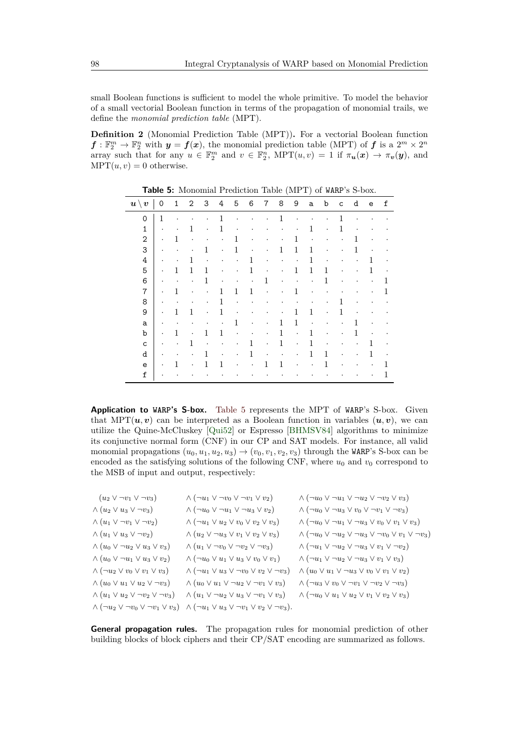small Boolean functions is sufficient to model the whole primitive. To model the behavior of a small vectorial Boolean function in terms of the propagation of monomial trails, we define the *monomial prediction table* (MPT).

**Definition 2** (Monomial Prediction Table (MPT))**.** For a vectorial Boolean function $\boldsymbol{f} : \mathbb{F}_2^m \to \mathbb{F}_2^n$ with $\boldsymbol{y} = \boldsymbol{f}(\boldsymbol{x})$, the monomial prediction table (MPT) of $\boldsymbol{f}$ is a $2^m \times 2^n$ array such that for any $u \in \mathbb{F}_2^m$ and $v \in \mathbb{F}_2^n$, $\mathrm{MPT}(u, v) = 1$ if $\pi_{\boldsymbol{u}}(\boldsymbol{x}) \to \pi_{\boldsymbol{v}}(\boldsymbol{y})$, and $\mathrm{MPT}(u, v) = 0$ otherwise.

**Table 5:** Monomial Prediction Table (MPT) of WARP's S-box.

| $\boldsymbol{u} \setminus \boldsymbol{v}$ | 0 | 1 | 2 | 3 | 4 | 5 | 6 | 7 | 8 | 9 | a | b | c | d | e | f |
|---|---|---|---|---|---|---|---|---|---|---|---|---|---|---|---|---|
| 0 | 1 | · | · | · | 1 | · | · | · | 1 | · | · | · | 1 | · | · | · |
| 1 | · | · | 1 | · | 1 | · | · | · | · | · | 1 | · | 1 | · | · | · |
| 2 | · | 1 | · | · | · | 1 | · | · | · | 1 | · | · | · | 1 | · | · |
| 3 | · | · | · | 1 | · | 1 | · | · | 1 | 1 | 1 | · | · | 1 | · | · |
| 4 | · | · | 1 | · | · | · | 1 | · | · | · | 1 | · | · | · | 1 | · |
| 5 | · | 1 | 1 | 1 | · | · | 1 | · | · | 1 | 1 | 1 | · | · | 1 | · |
| 6 | · | · | · | 1 | · | · | · | 1 | · | · | · | 1 | · | · | · | 1 |
| 7 | · | 1 | · | · | 1 | 1 | 1 | · | · | 1 | · | · | · | · | · | 1 |
| 8 | · | · | · | · | 1 | · | · | · | · | · | · | · | 1 | · | · | · |
| 9 | · | 1 | 1 | · | 1 | · | · | · | · | 1 | 1 | · | 1 | · | · | · |
| a | · | · | · | · | · | 1 | · | · | 1 | 1 | · | · | · | 1 | · | · |
| b | · | 1 | · | 1 | 1 | · | · | · | 1 | · | 1 | · | · | 1 | · | · |
| c | · | · | 1 | · | · | · | 1 | · | 1 | · | 1 | · | · | · | 1 | · |
| d | · | · | · | 1 | · | · | 1 | · | · | · | 1 | 1 | · | · | 1 | · |
| e | · | 1 | · | 1 | 1 | · | · | 1 | 1 | · | · | 1 | · | · | · | 1 |
| f | · | · | · | · | · | · | · | · | · | · | · | · | · | · | · | 1 |

**Application to WARP's S-box.** Table 5 represents the MPT of WARP's S-box. Given that $\mathrm{MPT}(\boldsymbol{u}, \boldsymbol{v})$ can be interpreted as a Boolean function in variables $(\boldsymbol{u}, \boldsymbol{v})$, we can utilize the Quine-McCluskey [Qui52] or Espresso [BHMSV84] algorithms to minimize its conjunctive normal form (CNF) in our CP and SAT models. For instance, all valid monomial propagations $(u_0, u_1, u_2, u_3) \to (v_0, v_1, v_2, v_3)$ through the WARP's S-box can be encoded as the satisfying solutions of the following CNF, where $u_0$ and $v_0$ correspond to the MSB of input and output, respectively:

$$
\begin{aligned}
&(u_2 \lor \neg v_1 \lor \neg v_3) \land (u_2 \lor u_3 \lor \neg v_3) \land (u_1 \lor \neg v_1 \lor \neg v_2) \land (u_1 \lor u_3 \lor \neg v_2) \\
&\land (u_0 \lor \neg u_2 \lor u_3 \lor v_3) \land (u_0 \lor \neg u_1 \lor u_3 \lor v_2) \land (\neg u_2 \lor v_0 \lor v_1 \lor v_3) \\
&\land (u_0 \lor u_1 \lor u_2 \lor \neg v_3) \land (u_1 \lor u_2 \lor \neg v_2 \lor \neg v_3) \land (\neg u_2 \lor \neg v_0 \lor \neg v_1 \lor v_3) \\
&\land (\neg u_1 \lor \neg v_0 \lor \neg v_1 \lor v_2) \land (\neg u_0 \lor \neg u_1 \lor \neg u_3 \lor v_2) \land (\neg u_1 \lor u_2 \lor v_0 \lor v_2 \lor v_3) \\
&\land (u_2 \lor \neg u_3 \lor v_1 \lor v_2 \lor v_3) \land (u_1 \lor \neg v_0 \lor \neg v_2 \lor \neg v_3) \land (\neg u_0 \lor u_1 \lor u_3 \lor v_0 \lor v_1) \\
&\land (\neg u_1 \lor u_3 \lor \neg v_0 \lor v_2 \lor \neg v_3) \land (u_0 \lor u_1 \lor \neg u_2 \lor \neg v_1 \lor v_3) \land (u_1 \lor \neg u_2 \lor u_3 \lor \neg v_1 \lor v_3) \\
&\land (\neg u_1 \lor u_3 \lor \neg v_1 \lor v_2 \lor \neg v_3) \land (\neg u_0 \lor \neg u_1 \lor \neg u_2 \lor \neg v_2 \lor v_3) \land (\neg u_0 \lor \neg u_3 \lor v_0 \lor \neg v_1 \lor \neg v_3) \\
&\land (\neg u_0 \lor \neg u_1 \lor \neg u_3 \lor v_0 \lor v_1 \lor v_3) \land (\neg u_0 \lor \neg u_2 \lor \neg u_3 \lor \neg v_0 \lor v_1 \lor \neg v_3) \\
&\land (\neg u_1 \lor \neg u_2 \lor \neg u_3 \lor v_1 \lor \neg v_2) \land (\neg u_1 \lor \neg u_2 \lor \neg u_3 \lor v_1 \lor v_3) \land (u_0 \lor u_1 \lor \neg u_3 \lor v_0 \lor v_1 \lor v_2) \\
&\land (\neg u_3 \lor v_0 \lor \neg v_1 \lor \neg v_2 \lor \neg v_3) \land (\neg u_0 \lor u_1 \lor u_2 \lor v_1 \lor v_2 \lor v_3).
\end{aligned}
$$

**General propagation rules.** The propagation rules for monomial prediction of other building blocks of block ciphers and their CP/SAT encoding are summarized as follows.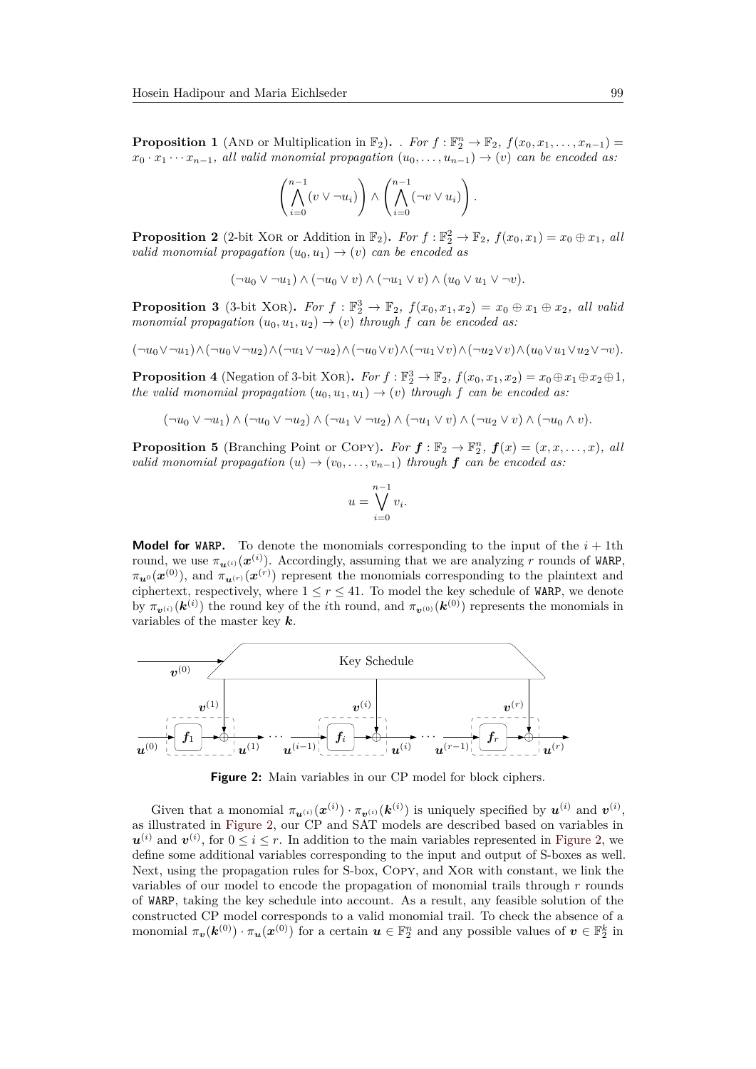**Proposition 1** (And or Multiplication in $\mathbb{F}_2$). . *For $f : \mathbb{F}_2^n \to \mathbb{F}_2$, $f(x_0, x_1, \ldots, x_{n-1}) = x_0 \cdot x_1 \cdots x_{n-1}$, all valid monomial propagation $(u_0, \ldots, u_{n-1}) \to (v)$ can be encoded as:*

$$\left(\bigwedge_{i=0}^{n-1} (v \vee \neg u_i)\right) \wedge \left(\bigwedge_{i=0}^{n-1} (\neg v \vee u_i)\right).$$

**Proposition 2** (2-bit Xor or Addition in $\mathbb{F}_2$). *For $f : \mathbb{F}_2^2 \to \mathbb{F}_2$, $f(x_0, x_1) = x_0 \oplus x_1$, all valid monomial propagation $(u_0, u_1) \to (v)$ can be encoded as*

$$(\neg u_0 \vee \neg u_1) \wedge (\neg u_0 \vee v) \wedge (\neg u_1 \vee v) \wedge (u_0 \vee u_1 \vee \neg v).$$

**Proposition 3** (3-bit Xor). *For $f : \mathbb{F}_2^3 \to \mathbb{F}_2$, $f(x_0, x_1, x_2) = x_0 \oplus x_1 \oplus x_2$, all valid monomial propagation $(u_0, u_1, u_2) \to (v)$ through $f$ can be encoded as:*

$$(\neg u_0 \vee \neg u_1) \wedge (\neg u_0 \vee \neg u_2) \wedge (\neg u_1 \vee \neg u_2) \wedge (\neg u_0 \vee v) \wedge (\neg u_1 \vee v) \wedge (\neg u_2 \vee v) \wedge (u_0 \vee u_1 \vee u_2 \vee \neg v).$$

**Proposition 4** (Negation of 3-bit Xor). *For $f : \mathbb{F}_2^3 \to \mathbb{F}_2$, $f(x_0, x_1, x_2) = x_0 \oplus x_1 \oplus x_2 \oplus 1$, the valid monomial propagation $(u_0, u_1, u_1) \to (v)$ through $f$ can be encoded as:*

$$(\neg u_0 \vee \neg u_1) \wedge (\neg u_0 \vee \neg u_2) \wedge (\neg u_1 \vee \neg u_2) \wedge (\neg u_1 \vee v) \wedge (\neg u_2 \vee v) \wedge (\neg u_0 \wedge v).$$

**Proposition 5** (Branching Point or Copy). *For $\boldsymbol{f} : \mathbb{F}_2 \to \mathbb{F}_2^n$, $\boldsymbol{f}(x) = (x, x, \ldots, x)$, all valid monomial propagation $(u) \to (v_0, \ldots, v_{n-1})$ through $\boldsymbol{f}$ can be encoded as:*

$$u = \bigvee_{i=0}^{n-1} v_i.$$

**Model for WARP.** To denote the monomials corresponding to the input of the $i + 1$th round, we use $\pi_{\boldsymbol{u}^{(i)}}(\boldsymbol{x}^{(i)})$. Accordingly, assuming that we are analyzing $r$ rounds of WARP, $\pi_{\boldsymbol{u}^0}(\boldsymbol{x}^{(0)})$, and $\pi_{\boldsymbol{u}^{(r)}}(\boldsymbol{x}^{(r)})$ represent the monomials corresponding to the plaintext and ciphertext, respectively, where $1 \leq r \leq 41$. To model the key schedule of WARP, we denote by $\pi_{\boldsymbol{v}^{(i)}}(\boldsymbol{k}^{(i)})$ the round key of the $i$th round, and $\pi_{\boldsymbol{v}^{(0)}}(\boldsymbol{k}^{(0)})$ represents the monomials in variables of the master key $\boldsymbol{k}$.

**Figure 2:** Main variables in our CP model for block ciphers.

Given that a monomial $\pi_{\boldsymbol{u}^{(i)}}(\boldsymbol{x}^{(i)}) \cdot \pi_{\boldsymbol{v}^{(i)}}(\boldsymbol{k}^{(i)})$ is uniquely specified by $\boldsymbol{u}^{(i)}$ and $\boldsymbol{v}^{(i)}$, as illustrated in Figure 2, our CP and SAT models are described based on variables in $\boldsymbol{u}^{(i)}$ and $\boldsymbol{v}^{(i)}$, for $0 \leq i \leq r$. In addition to the main variables represented in Figure 2, we define some additional variables corresponding to the input and output of S-boxes as well. Next, using the propagation rules for S-box, Copy, and Xor with constant, we link the variables of our model to encode the propagation of monomial trails through $r$ rounds of WARP, taking the key schedule into account. As a result, any feasible solution of the constructed CP model corresponds to a valid monomial trail. To check the absence of a monomial $\pi_{\boldsymbol{v}}(\boldsymbol{k}^{(0)}) \cdot \pi_{\boldsymbol{u}}(\boldsymbol{x}^{(0)})$ for a certain $\boldsymbol{u} \in \mathbb{F}_2^n$ and any possible values of $\boldsymbol{v} \in \mathbb{F}_2^k$ in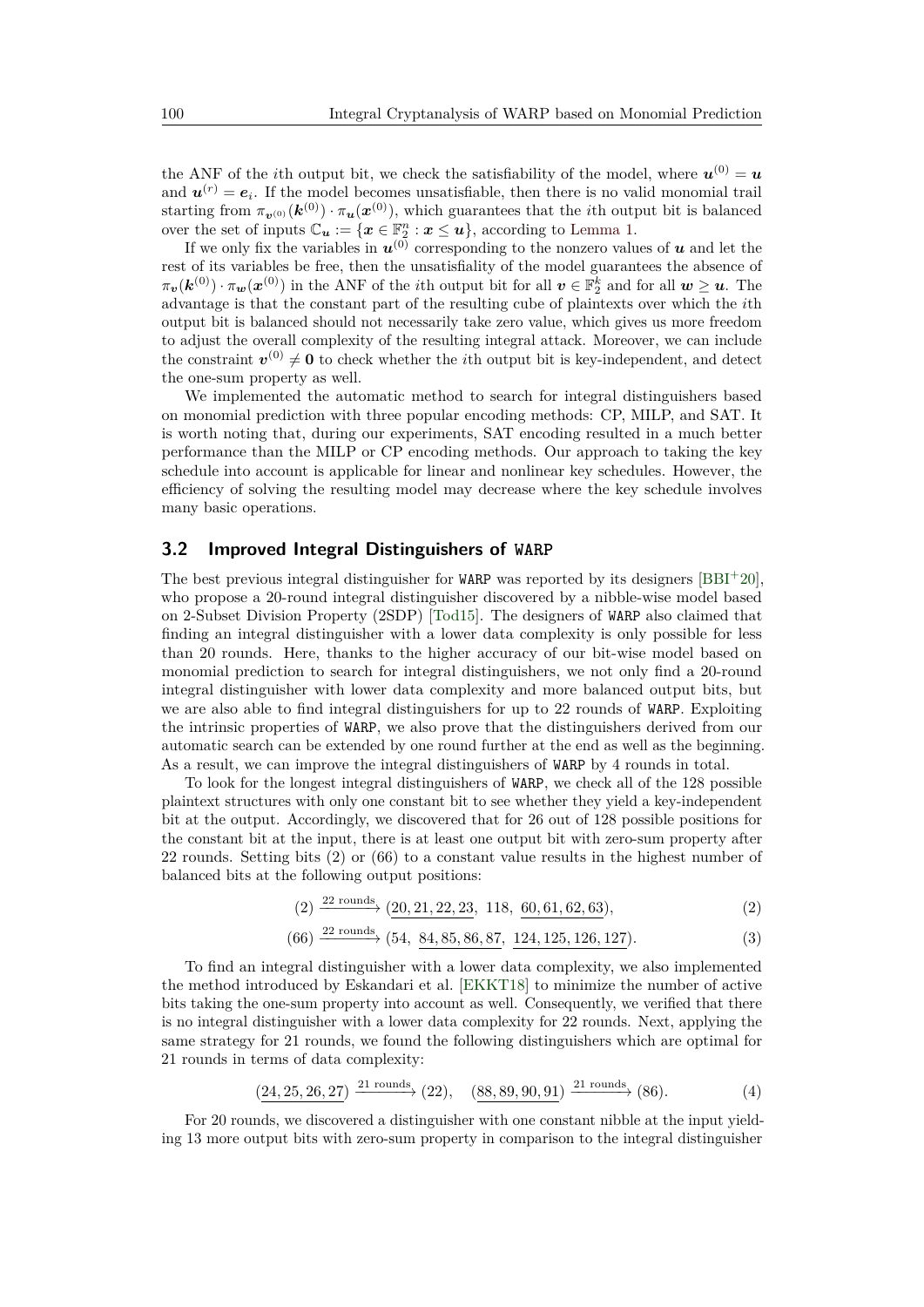the ANF of the $i$th output bit, we check the satisfiability of the model, where $\boldsymbol{u}^{(0)} = \boldsymbol{u}$ and $\boldsymbol{u}^{(r)} = \boldsymbol{e}_i$. If the model becomes unsatisfiable, then there is no valid monomial trail starting from $\pi_{\boldsymbol{v}^{(0)}}(\boldsymbol{k}^{(0)}) \cdot \pi_{\boldsymbol{u}}(\boldsymbol{x}^{(0)})$, which guarantees that the $i$th output bit is balanced over the set of inputs $\mathbb{C}_{\boldsymbol{u}} := \{\boldsymbol{x} \in \mathbb{F}_2^n : \boldsymbol{x} \leq \boldsymbol{u}\}$, according to Lemma 1.

If we only fix the variables in $\boldsymbol{u}^{(0)}$ corresponding to the nonzero values of $\boldsymbol{u}$ and let the rest of its variables be free, then the unsatisfiality of the model guarantees the absence of $\pi_{\boldsymbol{v}}(\boldsymbol{k}^{(0)}) \cdot \pi_{\boldsymbol{w}}(\boldsymbol{x}^{(0)})$ in the ANF of the $i$th output bit for all $\boldsymbol{v} \in \mathbb{F}_2^k$ and for all $\boldsymbol{w} \geq \boldsymbol{u}$. The advantage is that the constant part of the resulting cube of plaintexts over which the $i$th output bit is balanced should not necessarily take zero value, which gives us more freedom to adjust the overall complexity of the resulting integral attack. Moreover, we can include the constraint $\boldsymbol{v}^{(0)} \neq \boldsymbol{0}$ to check whether the $i$th output bit is key-independent, and detect the one-sum property as well.

We implemented the automatic method to search for integral distinguishers based on monomial prediction with three popular encoding methods: CP, MILP, and SAT. It is worth noting that, during our experiments, SAT encoding resulted in a much better performance than the MILP or CP encoding methods. Our approach to taking the key schedule into account is applicable for linear and nonlinear key schedules. However, the efficiency of solving the resulting model may decrease where the key schedule involves many basic operations.

## 3.2 Improved Integral Distinguishers of WARP

The best previous integral distinguisher for WARP was reported by its designers [BBI+20], who propose a 20-round integral distinguisher discovered by a nibble-wise model based on 2-Subset Division Property (2SDP) [Tod15]. The designers of WARP also claimed that finding an integral distinguisher with a lower data complexity is only possible for less than 20 rounds. Here, thanks to the higher accuracy of our bit-wise model based on monomial prediction to search for integral distinguishers, we not only find a 20-round integral distinguisher with lower data complexity and more balanced output bits, but we are also able to find integral distinguishers for up to 22 rounds of WARP. Exploiting the intrinsic properties of WARP, we also prove that the distinguishers derived from our automatic search can be extended by one round further at the end as well as the beginning. As a result, we can improve the integral distinguishers of WARP by 4 rounds in total.

To look for the longest integral distinguishers of WARP, we check all of the 128 possible plaintext structures with only one constant bit to see whether they yield a key-independent bit at the output. Accordingly, we discovered that for 26 out of 128 possible positions for the constant bit at the input, there is at least one output bit with zero-sum property after 22 rounds. Setting bits (2) or (66) to a constant value results in the highest number of balanced bits at the following output positions:

$$(2) \xrightarrow{\text{22 rounds}} (\underline{20, 21, 22, 23},\ 118,\ \underline{60, 61, 62, 63}), \tag{2}$$

$$(66) \xrightarrow{\text{22 rounds}} (54,\ \underline{84, 85, 86, 87},\ \underline{124, 125, 126, 127}). \tag{3}$$

To find an integral distinguisher with a lower data complexity, we also implemented the method introduced by Eskandari et al. [EKKT18] to minimize the number of active bits taking the one-sum property into account as well. Consequently, we verified that there is no integral distinguisher with a lower data complexity for 22 rounds. Next, applying the same strategy for 21 rounds, we found the following distinguishers which are optimal for 21 rounds in terms of data complexity:

$$(\underline{24, 25, 26, 27}) \xrightarrow{\text{21 rounds}} (22), \quad (\underline{88, 89, 90, 91}) \xrightarrow{\text{21 rounds}} (86). \tag{4}$$

For 20 rounds, we discovered a distinguisher with one constant nibble at the input yielding 13 more output bits with zero-sum property in comparison to the integral distinguisher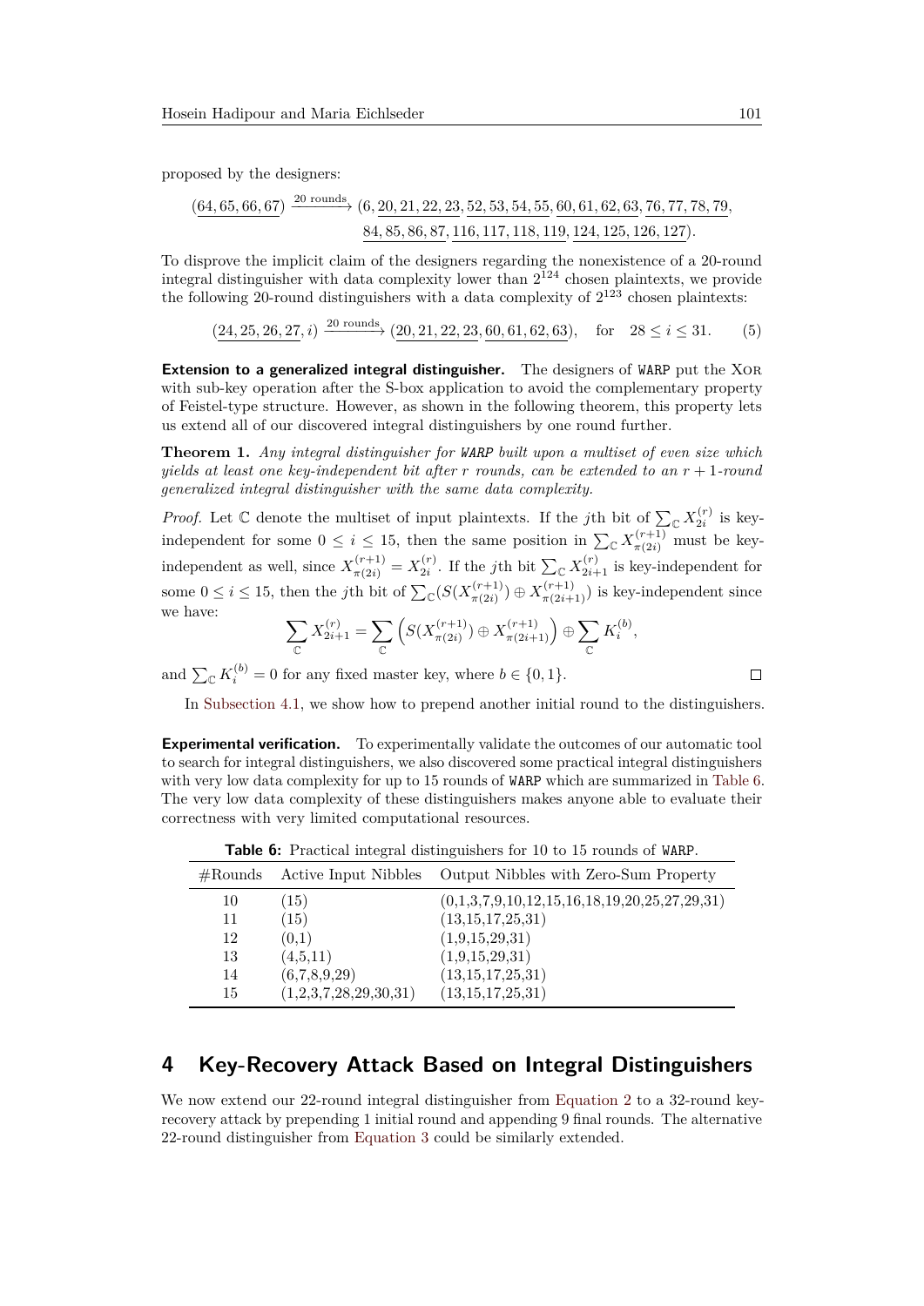proposed by the designers:

$$(\underline{64, 65, 66, 67}) \xrightarrow{20 \text{ rounds}} (6, \underline{20, 21, 22, 23}, \underline{52, 53, 54, 55}, \underline{60, 61, 62, 63}, \underline{76, 77, 78, 79},$$
$$\underline{84, 85, 86, 87}, \underline{116, 117, 118, 119}, \underline{124, 125, 126, 127}).$$

To disprove the implicit claim of the designers regarding the nonexistence of a 20-round integral distinguisher with data complexity lower than $2^{124}$ chosen plaintexts, we provide the following 20-round distinguishers with a data complexity of $2^{123}$ chosen plaintexts:

$$(\underline{24, 25, 26, 27}, i) \xrightarrow{20 \text{ rounds}} (\underline{20, 21, 22, 23}, \underline{60, 61, 62, 63}), \quad \text{for} \quad 28 \leq i \leq 31. \tag{5}$$

**Extension to a generalized integral distinguisher.** The designers of WARP put the XOR with sub-key operation after the S-box application to avoid the complementary property of Feistel-type structure. However, as shown in the following theorem, this property lets us extend all of our discovered integral distinguishers by one round further.

**Theorem 1.** *Any integral distinguisher for WARP built upon a multiset of even size which yields at least one key-independent bit after $r$ rounds, can be extended to an $r+1$-round generalized integral distinguisher with the same data complexity.*

*Proof.* Let $\mathbb{C}$ denote the multiset of input plaintexts. If the $j$th bit of $\sum_{\mathbb{C}} X_{2i}^{(r)}$ is key-independent for some $0 \leq i \leq 15$, then the same position in $\sum_{\mathbb{C}} X_{\pi(2i)}^{(r+1)}$ must be key-independent as well, since $X_{\pi(2i)}^{(r+1)} = X_{2i}^{(r)}$. If the $j$th bit $\sum_{\mathbb{C}} X_{2i+1}^{(r)}$ is key-independent for some $0 \leq i \leq 15$, then the $j$th bit of $\sum_{\mathbb{C}}(S(X_{\pi(2i)}^{(r+1)}) \oplus X_{\pi(2i+1)}^{(r+1)})$ is key-independent since we have:

$$\sum_{\mathbb{C}} X_{2i+1}^{(r)} = \sum_{\mathbb{C}} \left(S(X_{\pi(2i)}^{(r+1)}) \oplus X_{\pi(2i+1)}^{(r+1)}\right) \oplus \sum_{\mathbb{C}} K_i^{(b)},$$

and $\sum_{\mathbb{C}} K_i^{(b)} = 0$ for any fixed master key, where $b \in \{0, 1\}$. □

In Subsection 4.1, we show how to prepend another initial round to the distinguishers.

**Experimental verification.** To experimentally validate the outcomes of our automatic tool to search for integral distinguishers, we also discovered some practical integral distinguishers with very low data complexity for up to 15 rounds of WARP which are summarized in Table 6. The very low data complexity of these distinguishers makes anyone able to evaluate their correctness with very limited computational resources.

**Table 6:** Practical integral distinguishers for 10 to 15 rounds of WARP.

| #Rounds | Active Input Nibbles | Output Nibbles with Zero-Sum Property |
|---|---|---|
| 10 | (15) | (0,1,3,7,9,10,12,15,16,18,19,20,25,27,29,31) |
| 11 | (15) | (13,15,17,25,31) |
| 12 | (0,1) | (1,9,15,29,31) |
| 13 | (4,5,11) | (1,9,15,29,31) |
| 14 | (6,7,8,9,29) | (13,15,17,25,31) |
| 15 | (1,2,3,7,28,29,30,31) | (13,15,17,25,31) |

## 4 Key-Recovery Attack Based on Integral Distinguishers

We now extend our 22-round integral distinguisher from Equation 2 to a 32-round key-recovery attack by prepending 1 initial round and appending 9 final rounds. The alternative 22-round distinguisher from Equation 3 could be similarly extended.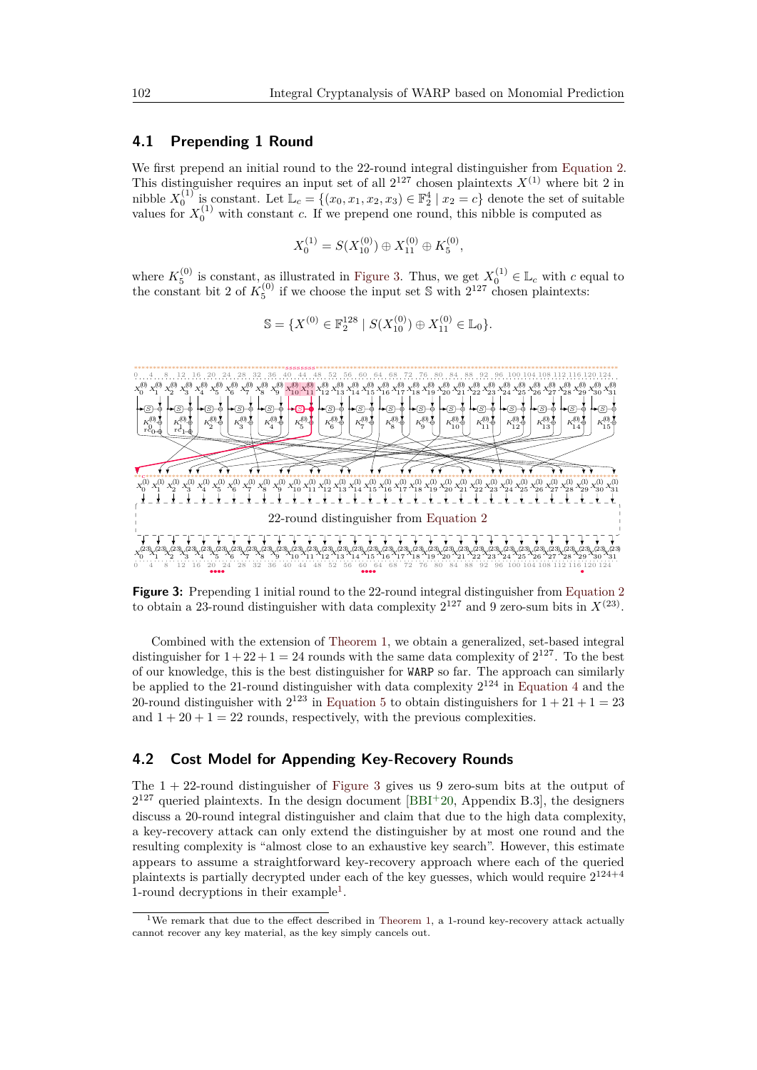## 4.1 Prepending 1 Round

We first prepend an initial round to the 22-round integral distinguisher from Equation 2. This distinguisher requires an input set of all $2^{127}$ chosen plaintexts $X^{(1)}$ where bit 2 in nibble $X_0^{(1)}$ is constant. Let $\mathbb{L}_c = \{(x_0, x_1, x_2, x_3) \in \mathbb{F}_2^4 \mid x_2 = c\}$ denote the set of suitable values for $X_0^{(1)}$ with constant $c$. If we prepend one round, this nibble is computed as

$$X_0^{(1)} = S(X_{10}^{(0)}) \oplus X_{11}^{(0)} \oplus K_5^{(0)},$$

where $K_5^{(0)}$ is constant, as illustrated in Figure 3. Thus, we get $X_0^{(1)} \in \mathbb{L}_c$ with $c$ equal to the constant bit 2 of $K_5^{(0)}$ if we choose the input set $\mathbb{S}$ with $2^{127}$ chosen plaintexts:

$$\mathbb{S} = \{X^{(0)} \in \mathbb{F}_2^{128} \mid S(X_{10}^{(0)}) \oplus X_{11}^{(0)} \in \mathbb{L}_0\}.$$

**Figure 3:** Prepending 1 initial round to the 22-round integral distinguisher from Equation 2 to obtain a 23-round distinguisher with data complexity $2^{127}$ and 9 zero-sum bits in $X^{(23)}$.

Combined with the extension of Theorem 1, we obtain a generalized, set-based integral distinguisher for $1+22+1 = 24$ rounds with the same data complexity of $2^{127}$. To the best of our knowledge, this is the best distinguisher for WARP so far. The approach can similarly be applied to the 21-round distinguisher with data complexity $2^{124}$ in Equation 4 and the 20-round distinguisher with $2^{123}$ in Equation 5 to obtain distinguishers for $1+21+1 = 23$ and $1+20+1 = 22$ rounds, respectively, with the previous complexities.

## 4.2 Cost Model for Appending Key-Recovery Rounds

The $1+22$-round distinguisher of Figure 3 gives us 9 zero-sum bits at the output of $2^{127}$ queried plaintexts. In the design document [BBI+20, Appendix B.3], the designers discuss a 20-round integral distinguisher and claim that due to the high data complexity, a key-recovery attack can only extend the distinguisher by at most one round and the resulting complexity is "almost close to an exhaustive key search". However, this estimate appears to assume a straightforward key-recovery approach where each of the queried plaintexts is partially decrypted under each of the key guesses, which would require $2^{124+4}$ 1-round decryptions in their example[1].

[1] We remark that due to the effect described in Theorem 1, a 1-round key-recovery attack actually cannot recover any key material, as the key simply cancels out.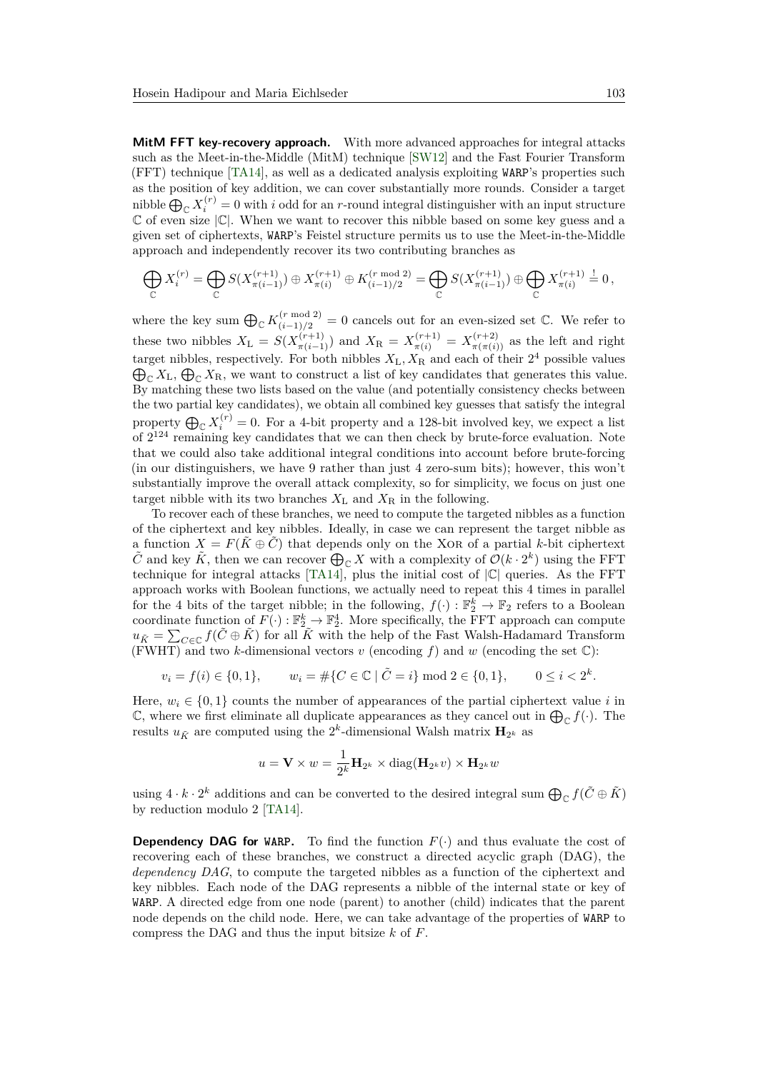**MitM FFT key-recovery approach.** With more advanced approaches for integral attacks such as the Meet-in-the-Middle (MitM) technique [SW12] and the Fast Fourier Transform (FFT) technique [TA14], as well as a dedicated analysis exploiting WARP's properties such as the position of key addition, we can cover substantially more rounds. Consider a target nibble $\bigoplus_{\mathbb{C}} X_i^{(r)} = 0$ with $i$ odd for an $r$-round integral distinguisher with an input structure $\mathbb{C}$ of even size $|\mathbb{C}|$. When we want to recover this nibble based on some key guess and a given set of ciphertexts, WARP's Feistel structure permits us to use the Meet-in-the-Middle approach and independently recover its two contributing branches as

$$\bigoplus_{\mathbb{C}} X_i^{(r)} = \bigoplus_{\mathbb{C}} S(X_{\pi(i-1)}^{(r+1)}) \oplus X_{\pi(i)}^{(r+1)} \oplus K_{(i-1)/2}^{(r \bmod 2)} = \bigoplus_{\mathbb{C}} S(X_{\pi(i-1)}^{(r+1)}) \oplus \bigoplus_{\mathbb{C}} X_{\pi(i)}^{(r+1)} \stackrel{!}{=} 0\,,$$

where the key sum $\bigoplus_{\mathbb{C}} K_{(i-1)/2}^{(r \bmod 2)} = 0$ cancels out for an even-sized set $\mathbb{C}$. We refer to these two nibbles $X_{\mathrm{L}} = S(X_{\pi(i-1)}^{(r+1)})$ and $X_{\mathrm{R}} = X_{\pi(i)}^{(r+1)} = X_{\pi(\pi(i))}^{(r+2)}$ as the left and right target nibbles, respectively. For both nibbles $X_{\mathrm{L}}, X_{\mathrm{R}}$ and each of their $2^4$ possible values $\bigoplus_{\mathbb{C}} X_{\mathrm{L}}, \bigoplus_{\mathbb{C}} X_{\mathrm{R}}$, we want to construct a list of key candidates that generates this value. By matching these two lists based on the value (and potentially consistency checks between the two partial key candidates), we obtain all combined key guesses that satisfy the integral property $\bigoplus_{\mathbb{C}} X_i^{(r)} = 0$. For a 4-bit property and a 128-bit involved key, we expect a list of $2^{124}$ remaining key candidates that we can then check by brute-force evaluation. Note that we could also take additional integral conditions into account before brute-forcing (in our distinguishers, we have 9 rather than just 4 zero-sum bits); however, this won't substantially improve the overall attack complexity, so for simplicity, we focus on just one target nibble with its two branches $X_{\mathrm{L}}$ and $X_{\mathrm{R}}$ in the following.

To recover each of these branches, we need to compute the targeted nibbles as a function of the ciphertext and key nibbles. Ideally, in case we can represent the target nibble as a function $X = F(\tilde{K} \oplus \tilde{C})$ that depends only on the XOR of a partial $k$-bit ciphertext $\tilde{C}$ and key $\tilde{K}$, then we can recover $\bigoplus_{\mathbb{C}} X$ with a complexity of $\mathcal{O}(k \cdot 2^k)$ using the FFT technique for integral attacks [TA14], plus the initial cost of $|\mathbb{C}|$ queries. As the FFT approach works with Boolean functions, we actually need to repeat this 4 times in parallel for the 4 bits of the target nibble; in the following, $f(\cdot) : \mathbb{F}_2^k \to \mathbb{F}_2$ refers to a Boolean coordinate function of $F(\cdot) : \mathbb{F}_2^k \to \mathbb{F}_2^4$. More specifically, the FFT approach can compute $u_{\tilde{K}} = \sum_{C \in \mathbb{C}} f(\tilde{C} \oplus \tilde{K})$ for all $\tilde{K}$ with the help of the Fast Walsh-Hadamard Transform (FWHT) and two $k$-dimensional vectors $v$ (encoding $f$) and $w$ (encoding the set $\mathbb{C}$):

$$v_i = f(i) \in \{0,1\}, \qquad w_i = \#\{C \in \mathbb{C} \mid \tilde{C} = i\} \bmod 2 \in \{0,1\}, \qquad 0 \le i < 2^k.$$

Here, $w_i \in \{0,1\}$ counts the number of appearances of the partial ciphertext value $i$ in $\mathbb{C}$, where we first eliminate all duplicate appearances as they cancel out in $\bigoplus_{\mathbb{C}} f(\cdot)$. The results $u_{\tilde{K}}$ are computed using the $2^k$-dimensional Walsh matrix $\mathbf{H}_{2^k}$ as

$$u = \mathbf{V} \times w = \frac{1}{2^k} \mathbf{H}_{2^k} \times \mathrm{diag}(\mathbf{H}_{2^k} v) \times \mathbf{H}_{2^k} w$$

using $4 \cdot k \cdot 2^k$ additions and can be converted to the desired integral sum $\bigoplus_{\mathbb{C}} f(\tilde{C} \oplus \tilde{K})$ by reduction modulo 2 [TA14].

**Dependency DAG for WARP.** To find the function $F(\cdot)$ and thus evaluate the cost of recovering each of these branches, we construct a directed acyclic graph (DAG), the *dependency DAG*, to compute the targeted nibbles as a function of the ciphertext and key nibbles. Each node of the DAG represents a nibble of the internal state or key of WARP. A directed edge from one node (parent) to another (child) indicates that the parent node depends on the child node. Here, we can take advantage of the properties of WARP to compress the DAG and thus the input bitsize $k$ of $F$.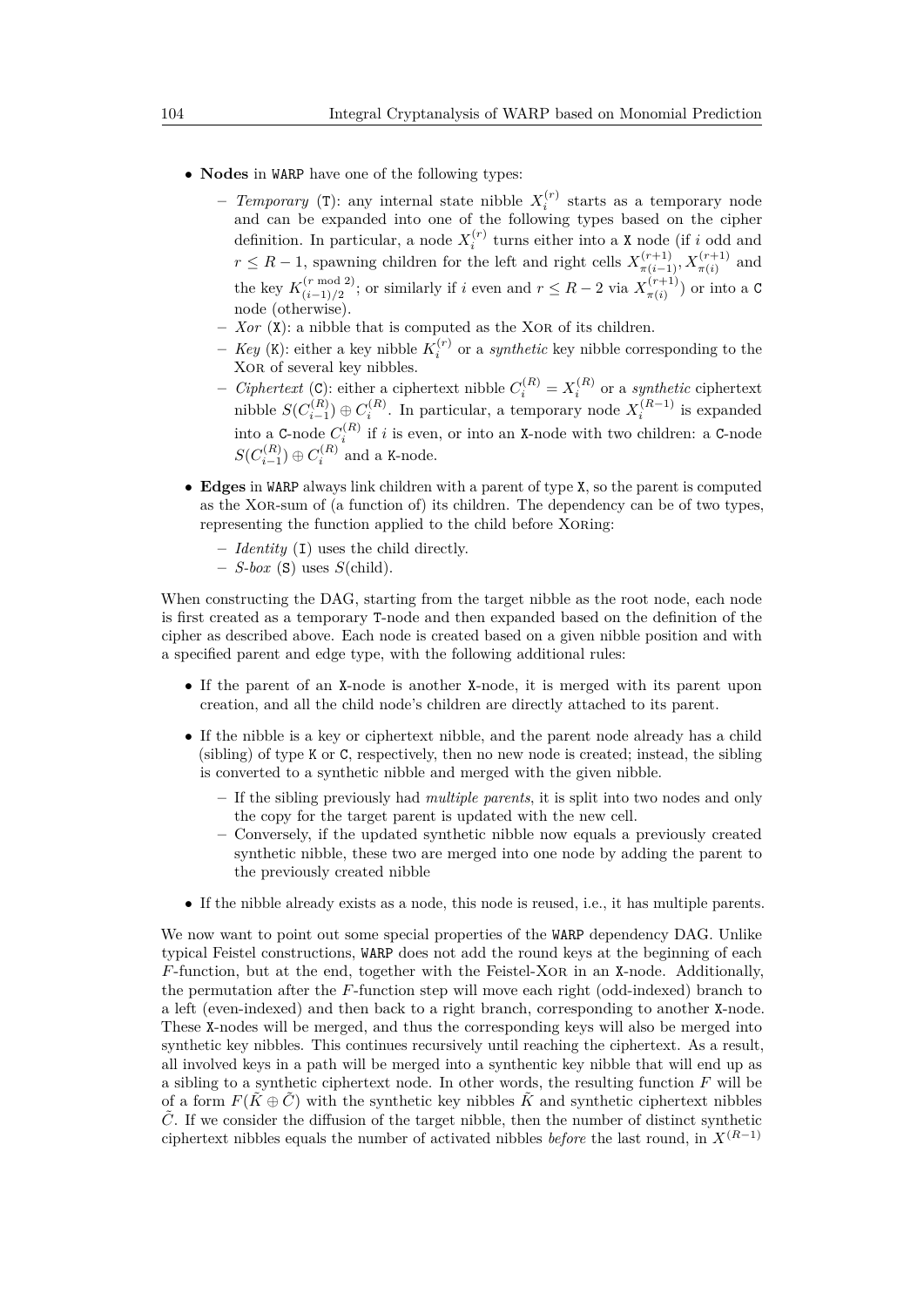- **Nodes** in WARP have one of the following types:
  - *Temporary* (T): any internal state nibble $X_i^{(r)}$ starts as a temporary node and can be expanded into one of the following types based on the cipher definition. In particular, a node $X_i^{(r)}$ turns either into a X node (if $i$ odd and $r \leq R-1$, spawning children for the left and right cells $X_{\pi(i-1)}^{(r+1)}, X_{\pi(i)}^{(r+1)}$ and the key $K_{(i-1)/2}^{(r \bmod 2)}$; or similarly if $i$ even and $r \leq R-2$ via $X_{\pi(i)}^{(r+1)}$) or into a C node (otherwise).
  - *Xor* (X): a nibble that is computed as the Xor of its children.
  - *Key* (K): either a key nibble $K_i^{(r)}$ or a *synthetic* key nibble corresponding to the Xor of several key nibbles.
  - *Ciphertext* (C): either a ciphertext nibble $C_i^{(R)} = X_i^{(R)}$ or a *synthetic* ciphertext nibble $S(C_{i-1}^{(R)}) \oplus C_i^{(R)}$. In particular, a temporary node $X_i^{(R-1)}$ is expanded into a C-node $C_i^{(R)}$ if $i$ is even, or into an X-node with two children: a C-node $S(C_{i-1}^{(R)}) \oplus C_i^{(R)}$ and a K-node.
- **Edges** in WARP always link children with a parent of type X, so the parent is computed as the Xor-sum of (a function of) its children. The dependency can be of two types, representing the function applied to the child before Xoring:
  - *Identity* (I) uses the child directly.
  - *S-box* (S) uses $S$(child).

When constructing the DAG, starting from the target nibble as the root node, each node is first created as a temporary T-node and then expanded based on the definition of the cipher as described above. Each node is created based on a given nibble position and with a specified parent and edge type, with the following additional rules:

- If the parent of an X-node is another X-node, it is merged with its parent upon creation, and all the child node's children are directly attached to its parent.
- If the nibble is a key or ciphertext nibble, and the parent node already has a child (sibling) of type K or C, respectively, then no new node is created; instead, the sibling is converted to a synthetic nibble and merged with the given nibble.
  - If the sibling previously had *multiple parents*, it is split into two nodes and only the copy for the target parent is updated with the new cell.
  - Conversely, if the updated synthetic nibble now equals a previously created synthetic nibble, these two are merged into one node by adding the parent to the previously created nibble
- If the nibble already exists as a node, this node is reused, i.e., it has multiple parents.

We now want to point out some special properties of the WARP dependency DAG. Unlike typical Feistel constructions, WARP does not add the round keys at the beginning of each $F$-function, but at the end, together with the Feistel-Xor in an X-node. Additionally, the permutation after the $F$-function step will move each right (odd-indexed) branch to a left (even-indexed) and then back to a right branch, corresponding to another X-node. These X-nodes will be merged, and thus the corresponding keys will also be merged into synthetic key nibbles. This continues recursively until reaching the ciphertext. As a result, all involved keys in a path will be merged into a synthentic key nibble that will end up as a sibling to a synthetic ciphertext node. In other words, the resulting function $F$ will be of a form $F(\tilde{K} \oplus \tilde{C})$ with the synthetic key nibbles $\tilde{K}$ and synthetic ciphertext nibbles $\tilde{C}$. If we consider the diffusion of the target nibble, then the number of distinct synthetic ciphertext nibbles equals the number of activated nibbles *before* the last round, in $X^{(R-1)}$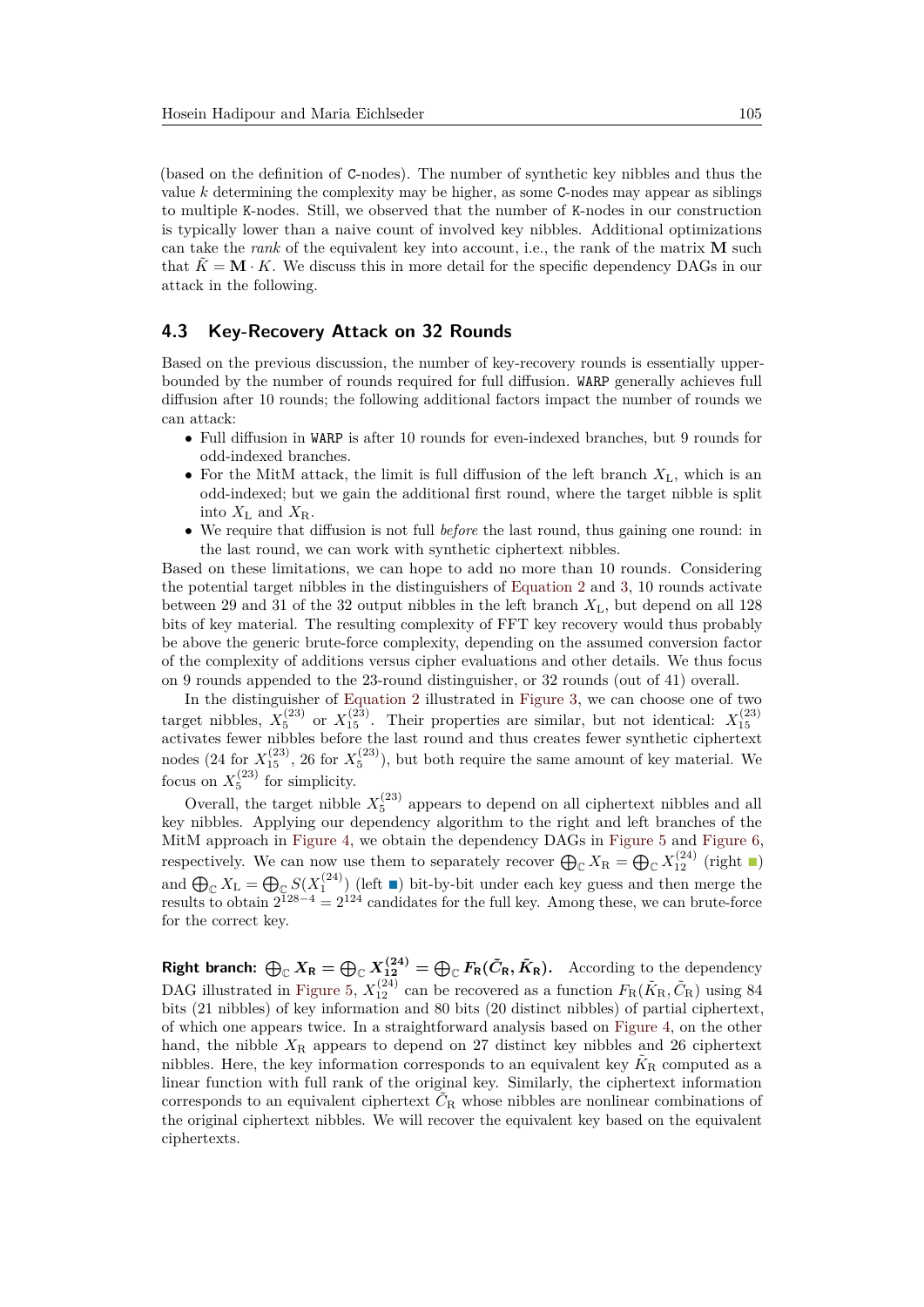(based on the definition of C-nodes). The number of synthetic key nibbles and thus the value $k$ determining the complexity may be higher, as some C-nodes may appear as siblings to multiple K-nodes. Still, we observed that the number of K-nodes in our construction is typically lower than a naive count of involved key nibbles. Additional optimizations can take the *rank* of the equivalent key into account, i.e., the rank of the matrix $\mathbf{M}$ such that $\tilde{K} = \mathbf{M} \cdot K$. We discuss this in more detail for the specific dependency DAGs in our attack in the following.

### 4.3 Key-Recovery Attack on 32 Rounds

Based on the previous discussion, the number of key-recovery rounds is essentially upper-bounded by the number of rounds required for full diffusion. WARP generally achieves full diffusion after 10 rounds; the following additional factors impact the number of rounds we can attack:

- Full diffusion in WARP is after 10 rounds for even-indexed branches, but 9 rounds for odd-indexed branches.
- For the MitM attack, the limit is full diffusion of the left branch $X_{\mathrm{L}}$, which is an odd-indexed; but we gain the additional first round, where the target nibble is split into $X_{\mathrm{L}}$ and $X_{\mathrm{R}}$.
- We require that diffusion is not full *before* the last round, thus gaining one round: in the last round, we can work with synthetic ciphertext nibbles.

Based on these limitations, we can hope to add no more than 10 rounds. Considering the potential target nibbles in the distinguishers of Equation 2 and 3, 10 rounds activate between 29 and 31 of the 32 output nibbles in the left branch $X_{\mathrm{L}}$, but depend on all 128 bits of key material. The resulting complexity of FFT key recovery would thus probably be above the generic brute-force complexity, depending on the assumed conversion factor of the complexity of additions versus cipher evaluations and other details. We thus focus on 9 rounds appended to the 23-round distinguisher, or 32 rounds (out of 41) overall.

In the distinguisher of Equation 2 illustrated in Figure 3, we can choose one of two target nibbles, $X_5^{(23)}$ or $X_{15}^{(23)}$. Their properties are similar, but not identical: $X_{15}^{(23)}$ activates fewer nibbles before the last round and thus creates fewer synthetic ciphertext nodes (24 for $X_{15}^{(23)}$, 26 for $X_5^{(23)}$), but both require the same amount of key material. We focus on $X_5^{(23)}$ for simplicity.

Overall, the target nibble $X_5^{(23)}$ appears to depend on all ciphertext nibbles and all key nibbles. Applying our dependency algorithm to the right and left branches of the MitM approach in Figure 4, we obtain the dependency DAGs in Figure 5 and Figure 6, respectively. We can now use them to separately recover $\bigoplus_{\mathbb{C}} X_{\mathrm{R}} = \bigoplus_{\mathbb{C}} X_{12}^{(24)}$ (right ■) and $\bigoplus_{\mathbb{C}} X_{\mathrm{L}} = \bigoplus_{\mathbb{C}} S(X_1^{(24)})$ (left ■) bit-by-bit under each key guess and then merge the results to obtain $2^{128-4} = 2^{124}$ candidates for the full key. Among these, we can brute-force for the correct key.

**Right branch:** $\bigoplus_{\mathbb{C}} X_{\mathbf{R}} = \bigoplus_{\mathbb{C}} X_{\mathbf{12}}^{(\mathbf{24})} = \bigoplus_{\mathbb{C}} F_{\mathbf{R}}(\tilde{C}_{\mathbf{R}}, \tilde{K}_{\mathbf{R}})$**.** According to the dependency DAG illustrated in Figure 5, $X_{12}^{(24)}$ can be recovered as a function $F_{\mathrm{R}}(\tilde{K}_{\mathrm{R}}, \tilde{C}_{\mathrm{R}})$ using 84 bits (21 nibbles) of key information and 80 bits (20 distinct nibbles) of partial ciphertext, of which one appears twice. In a straightforward analysis based on Figure 4, on the other hand, the nibble $X_{\mathrm{R}}$ appears to depend on 27 distinct key nibbles and 26 ciphertext nibbles. Here, the key information corresponds to an equivalent key $\tilde{K}_{\mathrm{R}}$ computed as a linear function with full rank of the original key. Similarly, the ciphertext information corresponds to an equivalent ciphertext $\tilde{C}_{\mathrm{R}}$ whose nibbles are nonlinear combinations of the original ciphertext nibbles. We will recover the equivalent key based on the equivalent ciphertexts.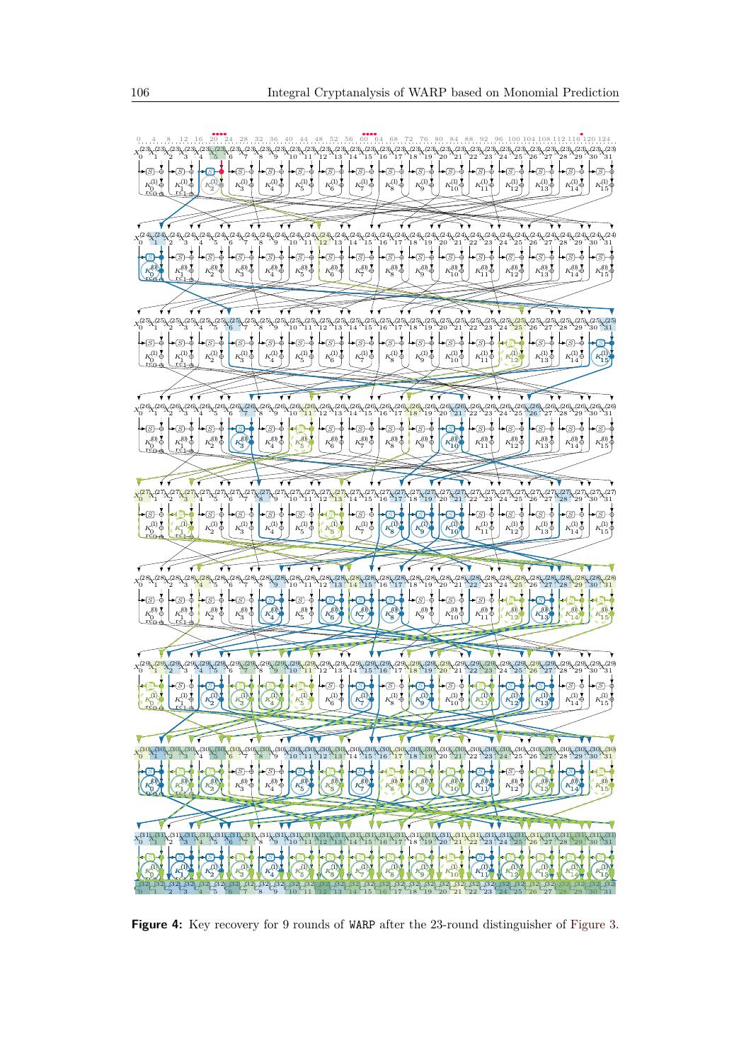**Figure 4:** Key recovery for 9 rounds of WARP after the 23-round distinguisher of Figure 3.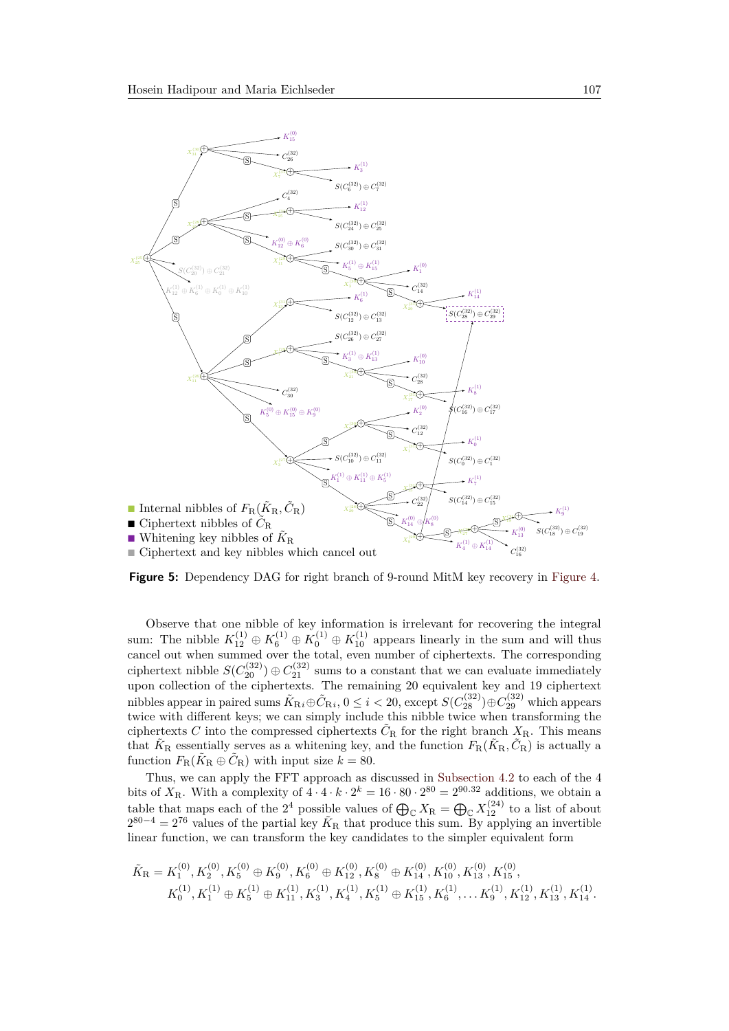- Internal nibbles of $F_{\mathrm{R}}(\tilde{K}_{\mathrm{R}}, \tilde{C}_{\mathrm{R}})$
- Ciphertext nibbles of $\tilde{C}_{\mathrm{R}}$
- Whitening key nibbles of $\tilde{K}_{\mathrm{R}}$
- Ciphertext and key nibbles which cancel out

**Figure 5:** Dependency DAG for right branch of 9-round MitM key recovery in Figure 4.

Observe that one nibble of key information is irrelevant for recovering the integral sum: The nibble $K_{12}^{(1)} \oplus K_6^{(1)} \oplus K_0^{(1)} \oplus K_{10}^{(1)}$ appears linearly in the sum and will thus cancel out when summed over the total, even number of ciphertexts. The corresponding ciphertext nibble $S(C_{20}^{(32)}) \oplus C_{21}^{(32)}$ sums to a constant that we can evaluate immediately upon collection of the ciphertexts. The remaining 20 equivalent key and 19 ciphertext nibbles appear in paired sums $\tilde{K}_{\mathrm{R}i} \oplus \tilde{C}_{\mathrm{R}i}$, $0 \leq i < 20$, except $S(C_{28}^{(32)}) \oplus C_{29}^{(32)}$ which appears twice with different keys; we can simply include this nibble twice when transforming the ciphertexts $C$ into the compressed ciphertexts $\tilde{C}_{\mathrm{R}}$ for the right branch $X_{\mathrm{R}}$. This means that $\tilde{K}_{\mathrm{R}}$ essentially serves as a whitening key, and the function $F_{\mathrm{R}}(\tilde{K}_{\mathrm{R}}, \tilde{C}_{\mathrm{R}})$ is actually a function $F_{\mathrm{R}}(\tilde{K}_{\mathrm{R}} \oplus \tilde{C}_{\mathrm{R}})$ with input size $k = 80$.

Thus, we can apply the FFT approach as discussed in Subsection 4.2 to each of the 4 bits of $X_{\mathrm{R}}$. With a complexity of $4 \cdot 4 \cdot k \cdot 2^k = 16 \cdot 80 \cdot 2^{80} = 2^{90.32}$ additions, we obtain a table that maps each of the $2^4$ possible values of $\bigoplus_{\mathbb{C}} X_{\mathrm{R}} = \bigoplus_{\mathbb{C}} X_{12}^{(24)}$ to a list of about $2^{80-4} = 2^{76}$ values of the partial key $\tilde{K}_{\mathrm{R}}$ that produce this sum. By applying an invertible linear function, we can transform the key candidates to the simpler equivalent form

$$
\begin{aligned}
\tilde{K}_{\mathrm{R}} = K_1^{(0)}, K_2^{(0)}, K_5^{(0)} \oplus K_9^{(0)}, K_6^{(0)} \oplus K_{12}^{(0)}, K_8^{(0)} \oplus K_{14}^{(0)}, K_{10}^{(0)}, K_{13}^{(0)}, K_{15}^{(0)}, \\
K_0^{(1)}, K_1^{(1)} \oplus K_5^{(1)} \oplus K_{11}^{(1)}, K_3^{(1)}, K_4^{(1)}, K_5^{(1)} \oplus K_{15}^{(1)}, K_6^{(1)}, \ldots K_9^{(1)}, K_{12}^{(1)}, K_{13}^{(1)}, K_{14}^{(1)}.
\end{aligned}
$$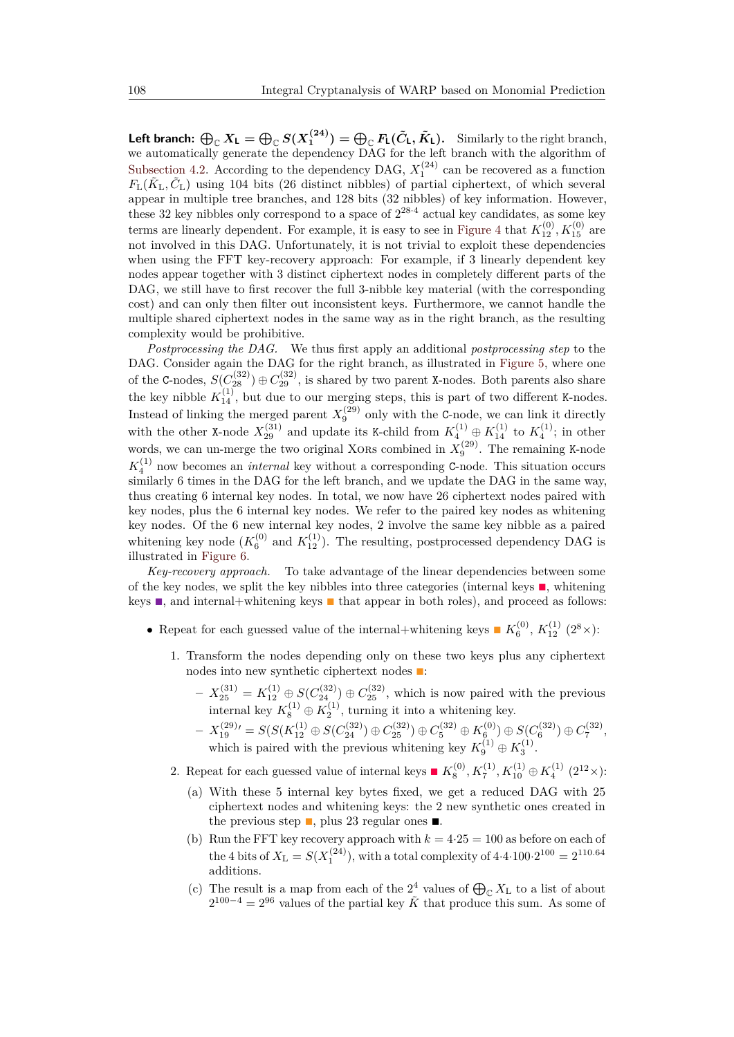**Left branch: $\bigoplus_{\mathbb{C}} X_L = \bigoplus_{\mathbb{C}} S(X_1^{(24)}) = \bigoplus_{\mathbb{C}} F_L(\tilde{C}_L, \tilde{K}_L)$.** Similarly to the right branch, we automatically generate the dependency DAG for the left branch with the algorithm of Subsection 4.2. According to the dependency DAG, $X_1^{(24)}$ can be recovered as a function $F_L(\tilde{K}_L, \tilde{C}_L)$ using 104 bits (26 distinct nibbles) of partial ciphertext, of which several appear in multiple tree branches, and 128 bits (32 nibbles) of key information. However, these 32 key nibbles only correspond to a space of $2^{28 \cdot 4}$ actual key candidates, as some key terms are linearly dependent. For example, it is easy to see in Figure 4 that $K_{12}^{(0)}, K_{15}^{(0)}$ are not involved in this DAG. Unfortunately, it is not trivial to exploit these dependencies when using the FFT key-recovery approach: For example, if 3 linearly dependent key nodes appear together with 3 distinct ciphertext nodes in completely different parts of the DAG, we still have to first recover the full 3-nibble key material (with the corresponding cost) and can only then filter out inconsistent keys. Furthermore, we cannot handle the multiple shared ciphertext nodes in the same way as in the right branch, as the resulting complexity would be prohibitive.

*Postprocessing the DAG.* We thus first apply an additional *postprocessing step* to the DAG. Consider again the DAG for the right branch, as illustrated in Figure 5, where one of the C-nodes, $S(C_{28}^{(32)}) \oplus C_{29}^{(32)}$, is shared by two parent X-nodes. Both parents also share the key nibble $K_{14}^{(1)}$, but due to our merging steps, this is part of two different K-nodes. Instead of linking the merged parent $X_9^{(29)}$ only with the C-node, we can link it directly with the other X-node $X_{29}^{(31)}$ and update its K-child from $K_4^{(1)} \oplus K_{14}^{(1)}$ to $K_4^{(1)}$; in other words, we can un-merge the two original XORs combined in $X_9^{(29)}$. The remaining K-node $K_4^{(1)}$ now becomes an *internal* key without a corresponding C-node. This situation occurs similarly 6 times in the DAG for the left branch, and we update the DAG in the same way, thus creating 6 internal key nodes. In total, we now have 26 ciphertext nodes paired with key nodes, plus the 6 internal key nodes. We refer to the paired key nodes as whitening key nodes. Of the 6 new internal key nodes, 2 involve the same key nibble as a paired whitening key node ($K_6^{(0)}$ and $K_{12}^{(1)}$). The resulting, postprocessed dependency DAG is illustrated in Figure 6.

*Key-recovery approach.* To take advantage of the linear dependencies between some of the key nodes, we split the key nibbles into three categories (internal keys ■, whitening keys ■, and internal+whitening keys ■ that appear in both roles), and proceed as follows:

- Repeat for each guessed value of the internal+whitening keys ■ $K_6^{(0)}$, $K_{12}^{(1)}$ ($2^8\times$):
  1. Transform the nodes depending only on these two keys plus any ciphertext nodes into new synthetic ciphertext nodes ■:
     - $X_{25}^{(31)} = K_{12}^{(1)} \oplus S(C_{24}^{(32)}) \oplus C_{25}^{(32)}$, which is now paired with the previous internal key $K_8^{(1)} \oplus K_2^{(1)}$, turning it into a whitening key.
     - $X_{19}^{(29)\prime} = S(S(K_{12}^{(1)} \oplus S(C_{24}^{(32)}) \oplus C_{25}^{(32)}) \oplus C_5^{(32)} \oplus K_6^{(0)}) \oplus S(C_6^{(32)}) \oplus C_7^{(32)}$, which is paired with the previous whitening key $K_9^{(1)} \oplus K_3^{(1)}$.
  2. Repeat for each guessed value of internal keys ■ $K_8^{(0)}, K_7^{(1)}, K_{10}^{(1)} \oplus K_4^{(1)}$ ($2^{12}\times$):
     (a) With these 5 internal key bytes fixed, we get a reduced DAG with 25 ciphertext nodes and whitening keys: the 2 new synthetic ones created in the previous step ■, plus 23 regular ones ■.
     (b) Run the FFT key recovery approach with $k = 4 \cdot 25 = 100$ as before on each of the 4 bits of $X_L = S(X_1^{(24)})$, with a total complexity of $4 \cdot 4 \cdot 100 \cdot 2^{100} = 2^{110.64}$ additions.
     (c) The result is a map from each of the $2^4$ values of $\bigoplus_{\mathbb{C}} X_L$ to a list of about $2^{100-4} = 2^{96}$ values of the partial key $\tilde{K}$ that produce this sum. As some of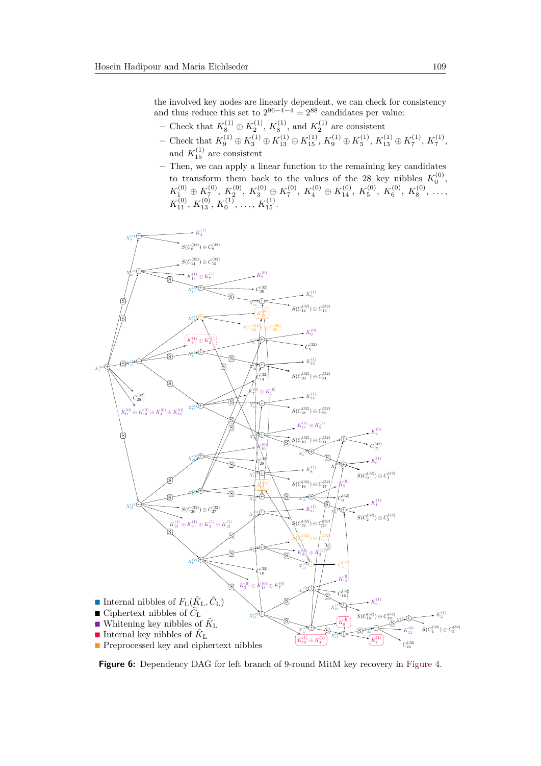the involved key nodes are linearly dependent, we can check for consistency and thus reduce this set to $2^{96-4-4} = 2^{88}$ candidates per value:

- Check that $K_8^{(1)} \oplus K_2^{(1)}$, $K_8^{(1)}$, and $K_2^{(1)}$ are consistent
- Check that $K_9^{(1)} \oplus K_3^{(1)} \oplus K_{13}^{(1)} \oplus K_{15}^{(1)}$, $K_9^{(1)} \oplus K_3^{(1)}$, $K_{13}^{(1)} \oplus K_7^{(1)}$, $K_7^{(1)}$, and $K_{15}^{(1)}$ are consistent
- Then, we can apply a linear function to the remaining key candidates to transform them back to the values of the 28 key nibbles $K_0^{(0)}$, $K_1^{(0)} \oplus K_7^{(0)}$, $K_2^{(0)}$, $K_3^{(0)} \oplus K_7^{(0)}$, $K_4^{(0)} \oplus K_{14}^{(0)}$, $K_5^{(0)}$, $K_6^{(0)}$, $K_8^{(0)}$, …, $K_{11}^{(0)}$, $K_{13}^{(0)}$, $K_0^{(1)}$, …, $K_{15}^{(1)}$.

- Internal nibbles of $F_{\mathrm{L}}(\tilde{K}_{\mathrm{L}}, \tilde{C}_{\mathrm{L}})$
- Ciphertext nibbles of $\tilde{C}_{\mathrm{L}}$
- Whitening key nibbles of $\tilde{K}_{\mathrm{L}}$
- Internal key nibbles of $\tilde{K}_{\mathrm{L}}$
- Preprocessed key and ciphertext nibbles

**Figure 6:** Dependency DAG for left branch of 9-round MitM key recovery in Figure 4.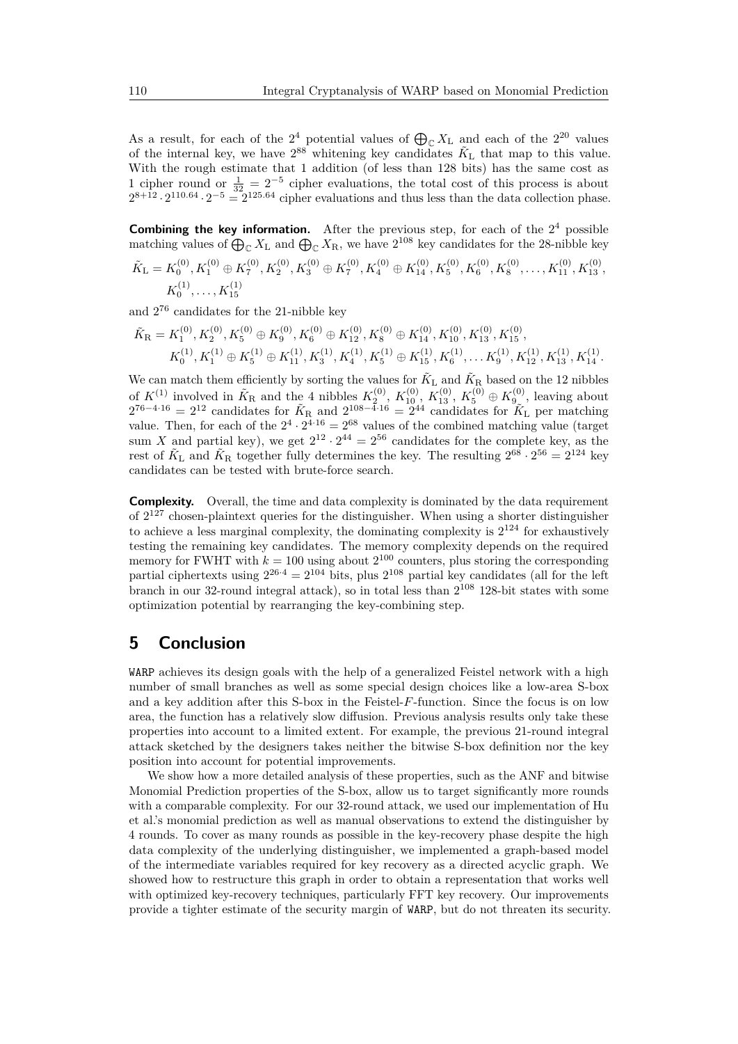As a result, for each of the $2^4$ potential values of $\bigoplus_{\mathbb{C}} X_{\mathrm{L}}$ and each of the $2^{20}$ values of the internal key, we have $2^{88}$ whitening key candidates $\tilde{K}_{\mathrm{L}}$ that map to this value. With the rough estimate that 1 addition (of less than 128 bits) has the same cost as 1 cipher round or $\frac{1}{32} = 2^{-5}$ cipher evaluations, the total cost of this process is about $2^{8+12} \cdot 2^{110.64} \cdot 2^{-5} = 2^{125.64}$ cipher evaluations and thus less than the data collection phase.

**Combining the key information.** After the previous step, for each of the $2^4$ possible matching values of $\bigoplus_{\mathbb{C}} X_{\mathrm{L}}$ and $\bigoplus_{\mathbb{C}} X_{\mathrm{R}}$, we have $2^{108}$ key candidates for the 28-nibble key

$$\tilde{K}_{\mathrm{L}} = K_0^{(0)}, K_1^{(0)} \oplus K_7^{(0)}, K_2^{(0)}, K_3^{(0)} \oplus K_7^{(0)}, K_4^{(0)} \oplus K_{14}^{(0)}, K_5^{(0)}, K_6^{(0)}, K_8^{(0)}, \ldots, K_{11}^{(0)}, K_{13}^{(0)},$$
$$K_0^{(1)}, \ldots, K_{15}^{(1)}$$

and $2^{76}$ candidates for the 21-nibble key

$$\tilde{K}_{\mathrm{R}} = K_1^{(0)}, K_2^{(0)}, K_5^{(0)} \oplus K_9^{(0)}, K_6^{(0)} \oplus K_{12}^{(0)}, K_8^{(0)} \oplus K_{14}^{(0)}, K_{10}^{(0)}, K_{13}^{(0)}, K_{15}^{(0)},$$
$$K_0^{(1)}, K_1^{(1)} \oplus K_5^{(1)} \oplus K_{11}^{(1)}, K_3^{(1)}, K_4^{(1)}, K_5^{(1)} \oplus K_{15}^{(1)}, K_6^{(1)}, \ldots K_9^{(1)}, K_{12}^{(1)}, K_{13}^{(1)}, K_{14}^{(1)}.$$

We can match them efficiently by sorting the values for $\tilde{K}_{\mathrm{L}}$ and $\tilde{K}_{\mathrm{R}}$ based on the 12 nibbles of $K^{(1)}$ involved in $\tilde{K}_{\mathrm{R}}$ and the 4 nibbles $K_2^{(0)}$, $K_{10}^{(0)}$, $K_{13}^{(0)}$, $K_5^{(0)} \oplus K_9^{(0)}$, leaving about $2^{76-4\cdot 16} = 2^{12}$ candidates for $\tilde{K}_{\mathrm{R}}$ and $2^{108-4\cdot 16} = 2^{44}$ candidates for $\tilde{K}_{\mathrm{L}}$ per matching value. Then, for each of the $2^4 \cdot 2^{4\cdot 16} = 2^{68}$ values of the combined matching value (target sum $X$ and partial key), we get $2^{12} \cdot 2^{44} = 2^{56}$ candidates for the complete key, as the rest of $\tilde{K}_{\mathrm{L}}$ and $\tilde{K}_{\mathrm{R}}$ together fully determines the key. The resulting $2^{68} \cdot 2^{56} = 2^{124}$ key candidates can be tested with brute-force search.

**Complexity.** Overall, the time and data complexity is dominated by the data requirement of $2^{127}$ chosen-plaintext queries for the distinguisher. When using a shorter distinguisher to achieve a less marginal complexity, the dominating complexity is $2^{124}$ for exhaustively testing the remaining key candidates. The memory complexity depends on the required memory for FWHT with $k = 100$ using about $2^{100}$ counters, plus storing the corresponding partial ciphertexts using $2^{26\cdot 4} = 2^{104}$ bits, plus $2^{108}$ partial key candidates (all for the left branch in our 32-round integral attack), so in total less than $2^{108}$ 128-bit states with some optimization potential by rearranging the key-combining step.

# 5 Conclusion

WARP achieves its design goals with the help of a generalized Feistel network with a high number of small branches as well as some special design choices like a low-area S-box and a key addition after this S-box in the Feistel-$F$-function. Since the focus is on low area, the function has a relatively slow diffusion. Previous analysis results only take these properties into account to a limited extent. For example, the previous 21-round integral attack sketched by the designers takes neither the bitwise S-box definition nor the key position into account for potential improvements.

We show how a more detailed analysis of these properties, such as the ANF and bitwise Monomial Prediction properties of the S-box, allow us to target significantly more rounds with a comparable complexity. For our 32-round attack, we used our implementation of Hu et al.'s monomial prediction as well as manual observations to extend the distinguisher by 4 rounds. To cover as many rounds as possible in the key-recovery phase despite the high data complexity of the underlying distinguisher, we implemented a graph-based model of the intermediate variables required for key recovery as a directed acyclic graph. We showed how to restructure this graph in order to obtain a representation that works well with optimized key-recovery techniques, particularly FFT key recovery. Our improvements provide a tighter estimate of the security margin of WARP, but do not threaten its security.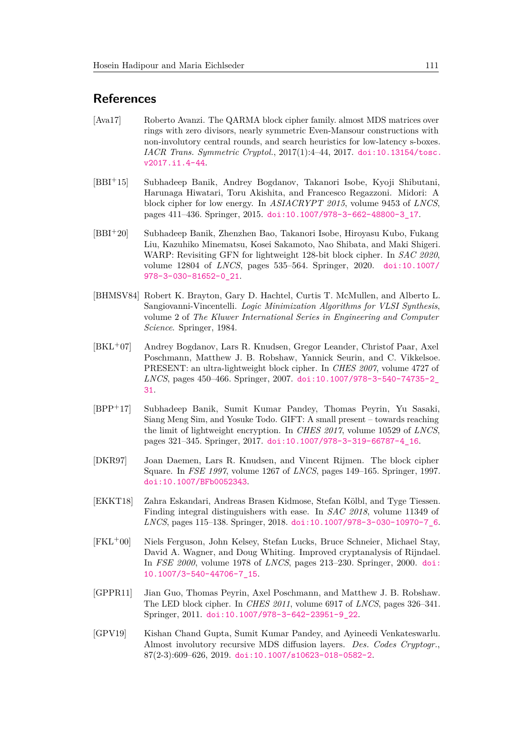## References

[Ava17] Roberto Avanzi. The QARMA block cipher family. almost MDS matrices over rings with zero divisors, nearly symmetric Even-Mansour constructions with non-involutory central rounds, and search heuristics for low-latency s-boxes. *IACR Trans. Symmetric Cryptol.*, 2017(1):4–44, 2017. doi:10.13154/tosc.v2017.i1.4-44.

[BBI+15] Subhadeep Banik, Andrey Bogdanov, Takanori Isobe, Kyoji Shibutani, Harunaga Hiwatari, Toru Akishita, and Francesco Regazzoni. Midori: A block cipher for low energy. In *ASIACRYPT 2015*, volume 9453 of *LNCS*, pages 411–436. Springer, 2015. doi:10.1007/978-3-662-48800-3_17.

[BBI+20] Subhadeep Banik, Zhenzhen Bao, Takanori Isobe, Hiroyasu Kubo, Fukang Liu, Kazuhiko Minematsu, Kosei Sakamoto, Nao Shibata, and Maki Shigeri. WARP: Revisiting GFN for lightweight 128-bit block cipher. In *SAC 2020*, volume 12804 of *LNCS*, pages 535–564. Springer, 2020. doi:10.1007/978-3-030-81652-0_21.

[BHMSV84] Robert K. Brayton, Gary D. Hachtel, Curtis T. McMullen, and Alberto L. Sangiovanni-Vincentelli. *Logic Minimization Algorithms for VLSI Synthesis*, volume 2 of *The Kluwer International Series in Engineering and Computer Science*. Springer, 1984.

[BKL+07] Andrey Bogdanov, Lars R. Knudsen, Gregor Leander, Christof Paar, Axel Poschmann, Matthew J. B. Robshaw, Yannick Seurin, and C. Vikkelsoe. PRESENT: an ultra-lightweight block cipher. In *CHES 2007*, volume 4727 of *LNCS*, pages 450–466. Springer, 2007. doi:10.1007/978-3-540-74735-2_31.

[BPP+17] Subhadeep Banik, Sumit Kumar Pandey, Thomas Peyrin, Yu Sasaki, Siang Meng Sim, and Yosuke Todo. GIFT: A small present – towards reaching the limit of lightweight encryption. In *CHES 2017*, volume 10529 of *LNCS*, pages 321–345. Springer, 2017. doi:10.1007/978-3-319-66787-4_16.

[DKR97] Joan Daemen, Lars R. Knudsen, and Vincent Rijmen. The block cipher Square. In *FSE 1997*, volume 1267 of *LNCS*, pages 149–165. Springer, 1997. doi:10.1007/BFb0052343.

[EKKT18] Zahra Eskandari, Andreas Brasen Kidmose, Stefan Kölbl, and Tyge Tiessen. Finding integral distinguishers with ease. In *SAC 2018*, volume 11349 of *LNCS*, pages 115–138. Springer, 2018. doi:10.1007/978-3-030-10970-7_6.

[FKL+00] Niels Ferguson, John Kelsey, Stefan Lucks, Bruce Schneier, Michael Stay, David A. Wagner, and Doug Whiting. Improved cryptanalysis of Rijndael. In *FSE 2000*, volume 1978 of *LNCS*, pages 213–230. Springer, 2000. doi:10.1007/3-540-44706-7_15.

[GPPR11] Jian Guo, Thomas Peyrin, Axel Poschmann, and Matthew J. B. Robshaw. The LED block cipher. In *CHES 2011*, volume 6917 of *LNCS*, pages 326–341. Springer, 2011. doi:10.1007/978-3-642-23951-9_22.

[GPV19] Kishan Chand Gupta, Sumit Kumar Pandey, and Ayineedi Venkateswarlu. Almost involutory recursive MDS diffusion layers. *Des. Codes Cryptogr.*, 87(2-3):609–626, 2019. doi:10.1007/s10623-018-0582-2.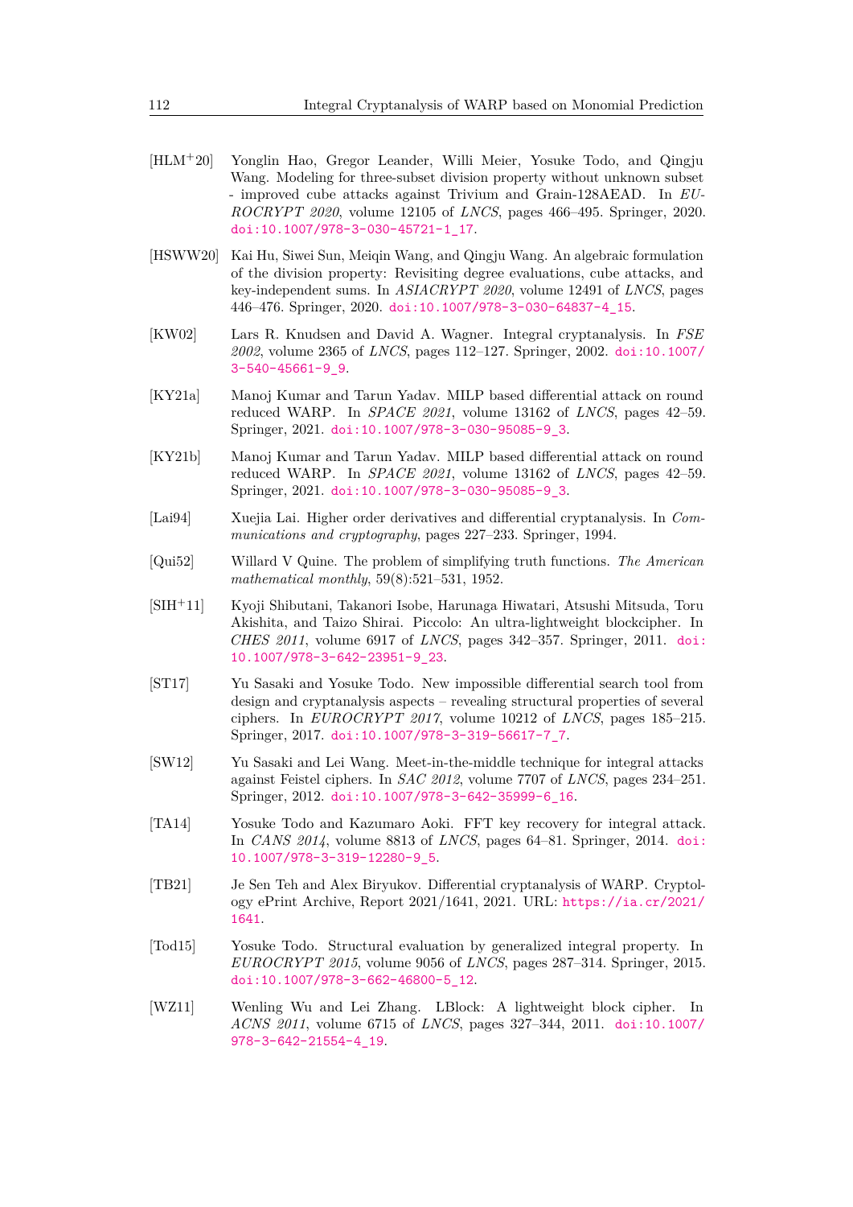[HLM+20] Yonglin Hao, Gregor Leander, Willi Meier, Yosuke Todo, and Qingju Wang. Modeling for three-subset division property without unknown subset - improved cube attacks against Trivium and Grain-128AEAD. In *EUROCRYPT 2020*, volume 12105 of *LNCS*, pages 466–495. Springer, 2020. doi:10.1007/978-3-030-45721-1_17.

[HSWW20] Kai Hu, Siwei Sun, Meiqin Wang, and Qingju Wang. An algebraic formulation of the division property: Revisiting degree evaluations, cube attacks, and key-independent sums. In *ASIACRYPT 2020*, volume 12491 of *LNCS*, pages 446–476. Springer, 2020. doi:10.1007/978-3-030-64837-4_15.

[KW02] Lars R. Knudsen and David A. Wagner. Integral cryptanalysis. In *FSE 2002*, volume 2365 of *LNCS*, pages 112–127. Springer, 2002. doi:10.1007/3-540-45661-9_9.

[KY21a] Manoj Kumar and Tarun Yadav. MILP based differential attack on round reduced WARP. In *SPACE 2021*, volume 13162 of *LNCS*, pages 42–59. Springer, 2021. doi:10.1007/978-3-030-95085-9_3.

[KY21b] Manoj Kumar and Tarun Yadav. MILP based differential attack on round reduced WARP. In *SPACE 2021*, volume 13162 of *LNCS*, pages 42–59. Springer, 2021. doi:10.1007/978-3-030-95085-9_3.

[Lai94] Xuejia Lai. Higher order derivatives and differential cryptanalysis. In *Communications and cryptography*, pages 227–233. Springer, 1994.

[Qui52] Willard V Quine. The problem of simplifying truth functions. *The American mathematical monthly*, 59(8):521–531, 1952.

[SIH+11] Kyoji Shibutani, Takanori Isobe, Harunaga Hiwatari, Atsushi Mitsuda, Toru Akishita, and Taizo Shirai. Piccolo: An ultra-lightweight blockcipher. In *CHES 2011*, volume 6917 of *LNCS*, pages 342–357. Springer, 2011. doi:10.1007/978-3-642-23951-9_23.

[ST17] Yu Sasaki and Yosuke Todo. New impossible differential search tool from design and cryptanalysis aspects – revealing structural properties of several ciphers. In *EUROCRYPT 2017*, volume 10212 of *LNCS*, pages 185–215. Springer, 2017. doi:10.1007/978-3-319-56617-7_7.

[SW12] Yu Sasaki and Lei Wang. Meet-in-the-middle technique for integral attacks against Feistel ciphers. In *SAC 2012*, volume 7707 of *LNCS*, pages 234–251. Springer, 2012. doi:10.1007/978-3-642-35999-6_16.

[TA14] Yosuke Todo and Kazumaro Aoki. FFT key recovery for integral attack. In *CANS 2014*, volume 8813 of *LNCS*, pages 64–81. Springer, 2014. doi:10.1007/978-3-319-12280-9_5.

[TB21] Je Sen Teh and Alex Biryukov. Differential cryptanalysis of WARP. Cryptology ePrint Archive, Report 2021/1641, 2021. URL: https://ia.cr/2021/1641.

[Tod15] Yosuke Todo. Structural evaluation by generalized integral property. In *EUROCRYPT 2015*, volume 9056 of *LNCS*, pages 287–314. Springer, 2015. doi:10.1007/978-3-662-46800-5_12.

[WZ11] Wenling Wu and Lei Zhang. LBlock: A lightweight block cipher. In *ACNS 2011*, volume 6715 of *LNCS*, pages 327–344, 2011. doi:10.1007/978-3-642-21554-4_19.